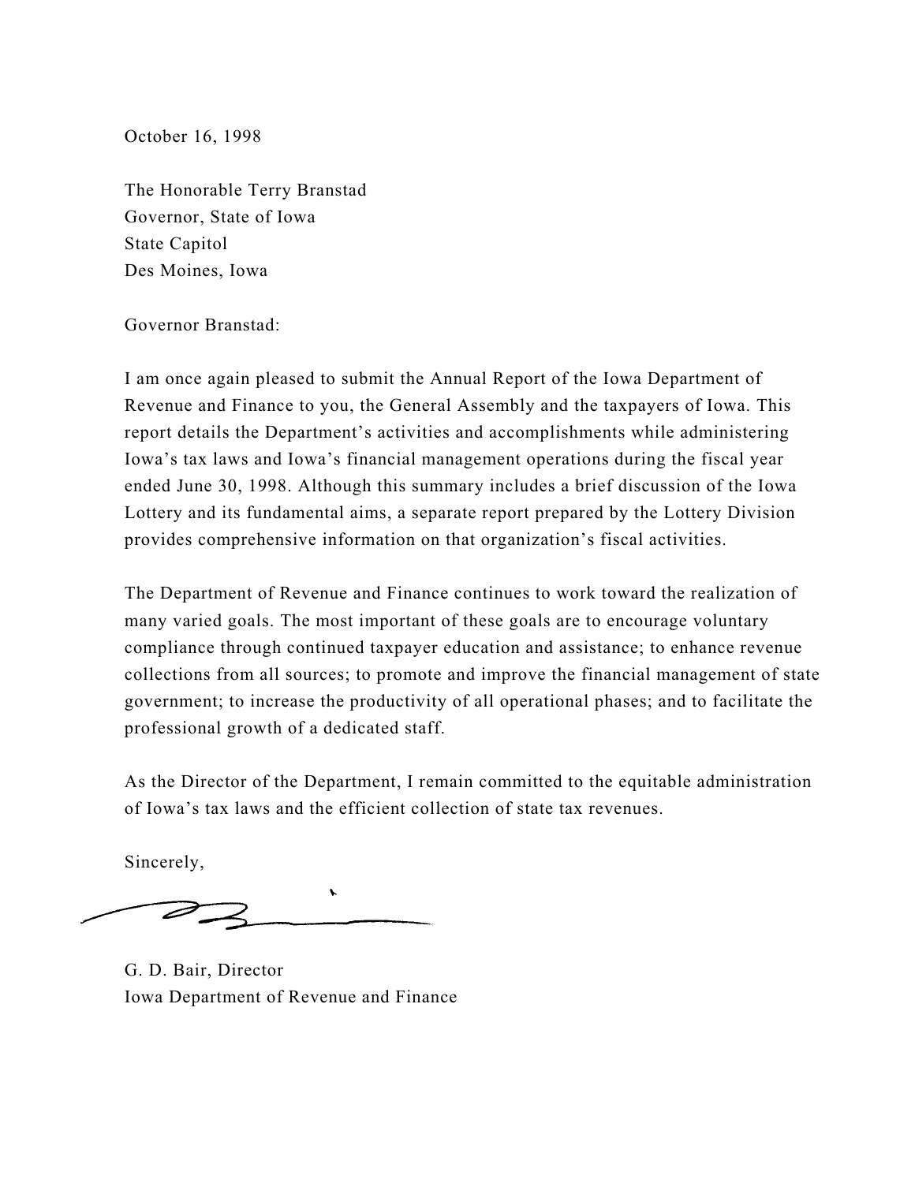October 16, 1998

The Honorable Terry Branstad
Governor, State of Iowa
State Capitol
Des Moines, Iowa

Governor Branstad:

I am once again pleased to submit the Annual Report of the Iowa Department of Revenue and Finance to you, the General Assembly and the taxpayers of Iowa. This report details the Department's activities and accomplishments while administering Iowa's tax laws and Iowa's financial management operations during the fiscal year ended June 30, 1998. Although this summary includes a brief discussion of the Iowa Lottery and its fundamental aims, a separate report prepared by the Lottery Division provides comprehensive information on that organization's fiscal activities.

The Department of Revenue and Finance continues to work toward the realization of many varied goals. The most important of these goals are to encourage voluntary compliance through continued taxpayer education and assistance; to enhance revenue collections from all sources; to promote and improve the financial management of state government; to increase the productivity of all operational phases; and to facilitate the professional growth of a dedicated staff.

As the Director of the Department, I remain committed to the equitable administration of Iowa's tax laws and the efficient collection of state tax revenues.

Sincerely,

G. D. Bair, Director
Iowa Department of Revenue and Finance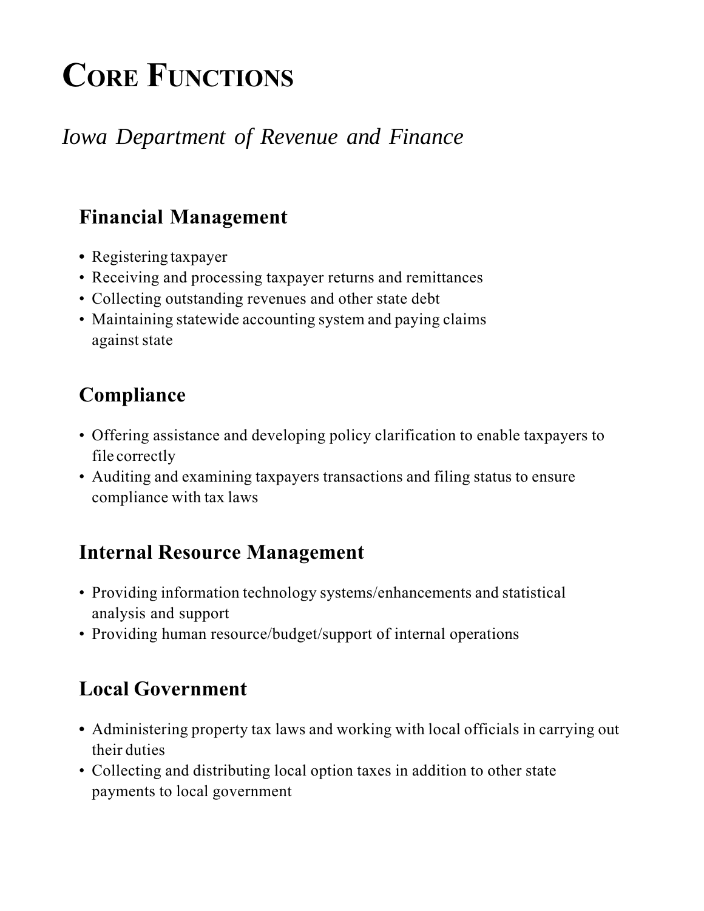# Core Functions

*Iowa Department of Revenue and Finance*

## Financial Management

- Registering taxpayer
- Receiving and processing taxpayer returns and remittances
- Collecting outstanding revenues and other state debt
- Maintaining statewide accounting system and paying claims against state

## Compliance

- Offering assistance and developing policy clarification to enable taxpayers to file correctly
- Auditing and examining taxpayers transactions and filing status to ensure compliance with tax laws

## Internal Resource Management

- Providing information technology systems/enhancements and statistical analysis and support
- Providing human resource/budget/support of internal operations

## Local Government

- Administering property tax laws and working with local officials in carrying out their duties
- Collecting and distributing local option taxes in addition to other state payments to local government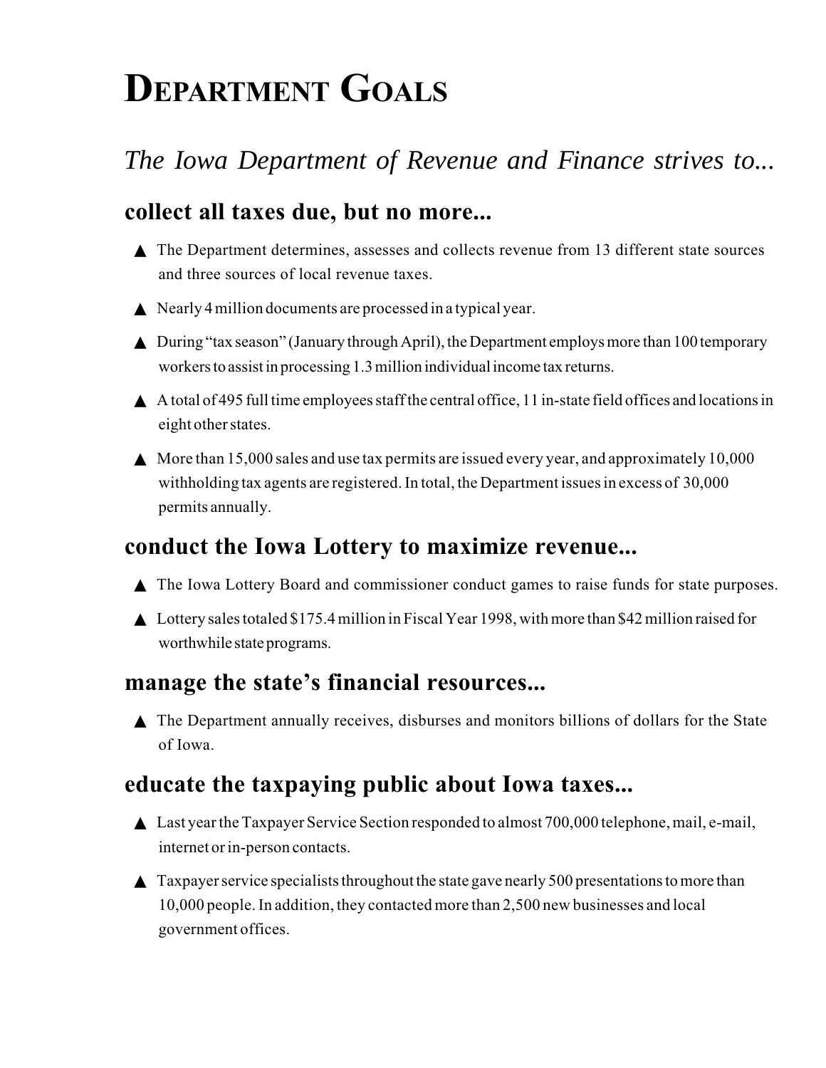# DEPARTMENT GOALS

*The Iowa Department of Revenue and Finance strives to...*

## collect all taxes due, but no more...

- ▲ The Department determines, assesses and collects revenue from 13 different state sources and three sources of local revenue taxes.
- ▲ Nearly 4 million documents are processed in a typical year.
- ▲ During "tax season" (January through April), the Department employs more than 100 temporary workers to assist in processing 1.3 million individual income tax returns.
- ▲ A total of 495 full time employees staff the central office, 11 in-state field offices and locations in eight other states.
- ▲ More than 15,000 sales and use tax permits are issued every year, and approximately 10,000 withholding tax agents are registered. In total, the Department issues in excess of 30,000 permits annually.

## conduct the Iowa Lottery to maximize revenue...

- ▲ The Iowa Lottery Board and commissioner conduct games to raise funds for state purposes.
- ▲ Lottery sales totaled $175.4 million in Fiscal Year 1998, with more than $42 million raised for worthwhile state programs.

## manage the state's financial resources...

- ▲ The Department annually receives, disburses and monitors billions of dollars for the State of Iowa.

## educate the taxpaying public about Iowa taxes...

- ▲ Last year the Taxpayer Service Section responded to almost 700,000 telephone, mail, e-mail, internet or in-person contacts.
- ▲ Taxpayer service specialists throughout the state gave nearly 500 presentations to more than 10,000 people. In addition, they contacted more than 2,500 new businesses and local government offices.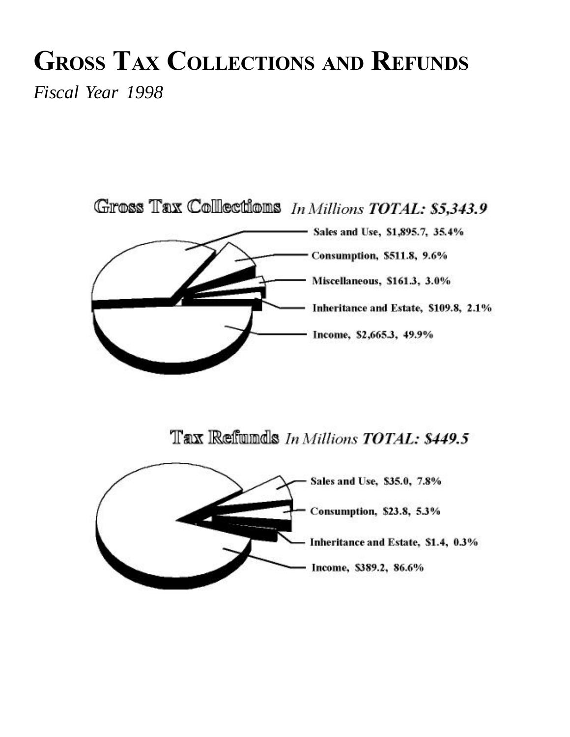# Gross Tax Collections and Refunds

*Fiscal Year 1998*

**Gross Tax Collections** *In Millions* ***TOTAL: $5,343.9***

- Sales and Use, $1,895.7, 35.4%
- Consumption, $511.8, 9.6%
- Miscellaneous, $161.3, 3.0%
- Inheritance and Estate, $109.8, 2.1%
- Income, $2,665.3, 49.9%

**Tax Refunds** *In Millions* ***TOTAL: $449.5***

- Sales and Use, $35.0, 7.8%
- Consumption, $23.8, 5.3%
- Inheritance and Estate, $1.4, 0.3%
- Income, $389.2, 86.6%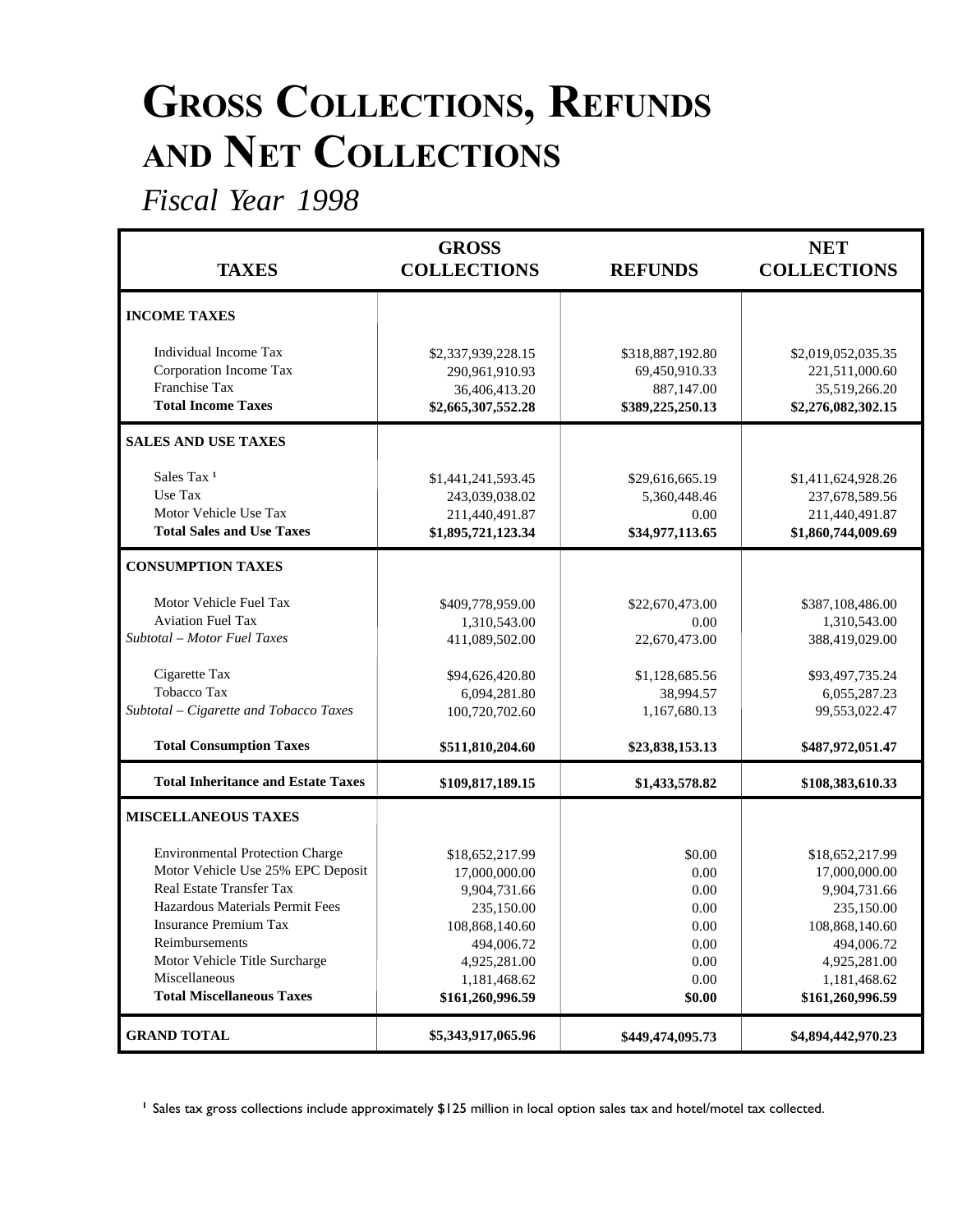# Gross Collections, Refunds and Net Collections

*Fiscal Year 1998*

| TAXES | GROSS COLLECTIONS | REFUNDS | NET COLLECTIONS |
|---|---|---|---|
| **INCOME TAXES** | | | |
| Individual Income Tax | $2,337,939,228.15 | $318,887,192.80 | $2,019,052,035.35 |
| Corporation Income Tax | 290,961,910.93 | 69,450,910.33 | 221,511,000.60 |
| Franchise Tax | 36,406,413.20 | 887,147.00 | 35,519,266.20 |
| **Total Income Taxes** | **$2,665,307,552.28** | **$389,225,250.13** | **$2,276,082,302.15** |
| **SALES AND USE TAXES** | | | |
| Sales Tax [1] | $1,441,241,593.45 | $29,616,665.19 | $1,411,624,928.26 |
| Use Tax | 243,039,038.02 | 5,360,448.46 | 237,678,589.56 |
| Motor Vehicle Use Tax | 211,440,491.87 | 0.00 | 211,440,491.87 |
| **Total Sales and Use Taxes** | **$1,895,721,123.34** | **$34,977,113.65** | **$1,860,744,009.69** |
| **CONSUMPTION TAXES** | | | |
| Motor Vehicle Fuel Tax | $409,778,959.00 | $22,670,473.00 | $387,108,486.00 |
| Aviation Fuel Tax | 1,310,543.00 | 0.00 | 1,310,543.00 |
| *Subtotal – Motor Fuel Taxes* | 411,089,502.00 | 22,670,473.00 | 388,419,029.00 |
| Cigarette Tax | $94,626,420.80 | $1,128,685.56 | $93,497,735.24 |
| Tobacco Tax | 6,094,281.80 | 38,994.57 | 6,055,287.23 |
| *Subtotal – Cigarette and Tobacco Taxes* | 100,720,702.60 | 1,167,680.13 | 99,553,022.47 |
| **Total Consumption Taxes** | **$511,810,204.60** | **$23,838,153.13** | **$487,972,051.47** |
| **Total Inheritance and Estate Taxes** | **$109,817,189.15** | **$1,433,578.82** | **$108,383,610.33** |
| **MISCELLANEOUS TAXES** | | | |
| Environmental Protection Charge | $18,652,217.99 | $0.00 | $18,652,217.99 |
| Motor Vehicle Use 25% EPC Deposit | 17,000,000.00 | 0.00 | 17,000,000.00 |
| Real Estate Transfer Tax | 9,904,731.66 | 0.00 | 9,904,731.66 |
| Hazardous Materials Permit Fees | 235,150.00 | 0.00 | 235,150.00 |
| Insurance Premium Tax | 108,868,140.60 | 0.00 | 108,868,140.60 |
| Reimbursements | 494,006.72 | 0.00 | 494,006.72 |
| Motor Vehicle Title Surcharge | 4,925,281.00 | 0.00 | 4,925,281.00 |
| Miscellaneous | 1,181,468.62 | 0.00 | 1,181,468.62 |
| **Total Miscellaneous Taxes** | **$161,260,996.59** | **$0.00** | **$161,260,996.59** |
| **GRAND TOTAL** | **$5,343,917,065.96** | **$449,474,095.73** | **$4,894,442,970.23** |

[1] Sales tax gross collections include approximately $125 million in local option sales tax and hotel/motel tax collected.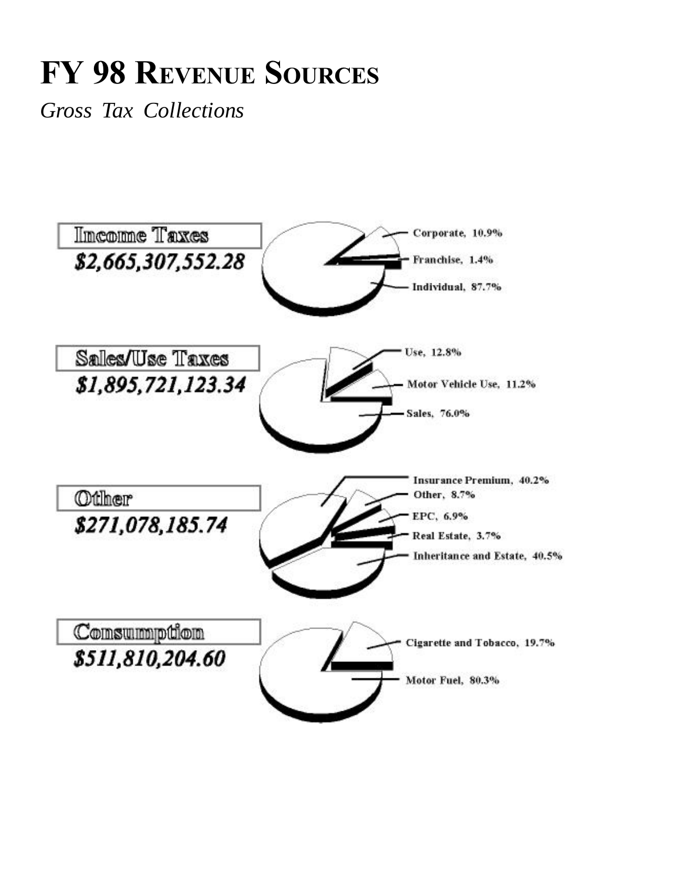# FY 98 Revenue Sources

*Gross Tax Collections*

**Income Taxes**

***$2,665,307,552.28***

- Corporate, 10.9%
- Franchise, 1.4%
- Individual, 87.7%

**Sales/Use Taxes**

***$1,895,721,123.34***

- Use, 12.8%
- Motor Vehicle Use, 11.2%
- Sales, 76.0%

**Other**

***$271,078,185.74***

- Insurance Premium, 40.2%
- Other, 8.7%
- EPC, 6.9%
- Real Estate, 3.7%
- Inheritance and Estate, 40.5%

**Consumption**

***$511,810,204.60***

- Cigarette and Tobacco, 19.7%
- Motor Fuel, 80.3%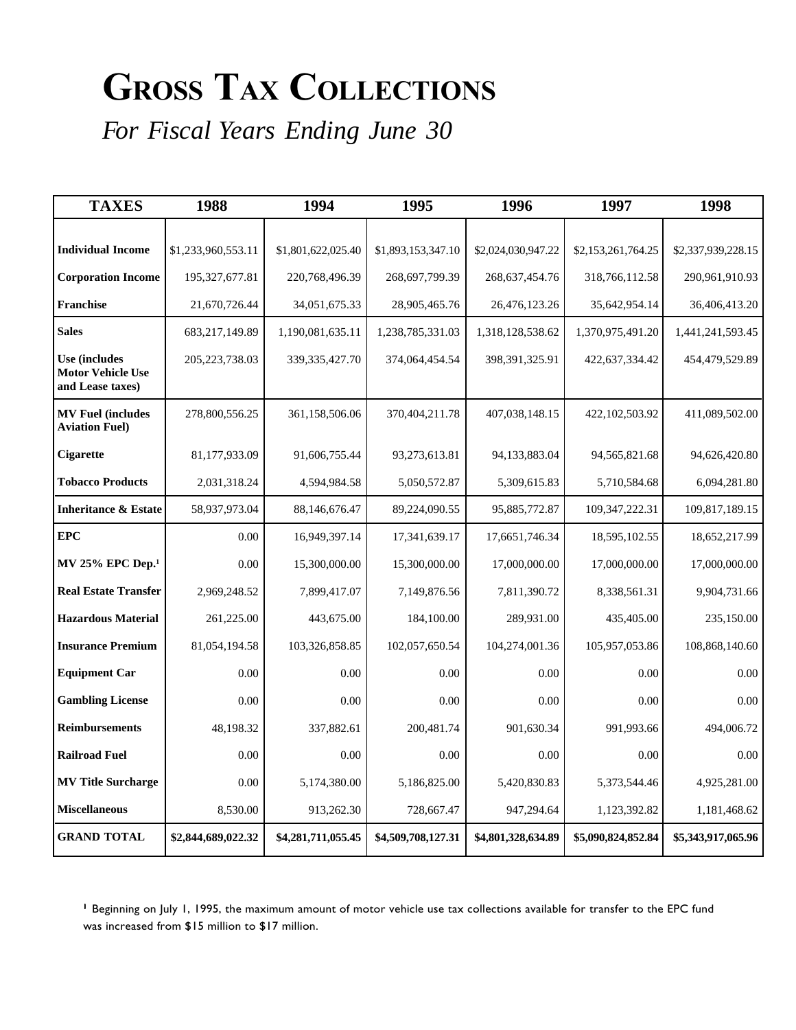# Gross Tax Collections

*For Fiscal Years Ending June 30*

| TAXES | 1988 | 1994 | 1995 | 1996 | 1997 | 1998 |
|---|---|---|---|---|---|---|
| **Individual Income** | $1,233,960,553.11 | $1,801,622,025.40 | $1,893,153,347.10 | $2,024,030,947.22 | $2,153,261,764.25 | $2,337,939,228.15 |
| **Corporation Income** | 195,327,677.81 | 220,768,496.39 | 268,697,799.39 | 268,637,454.76 | 318,766,112.58 | 290,961,910.93 |
| **Franchise** | 21,670,726.44 | 34,051,675.33 | 28,905,465.76 | 26,476,123.26 | 35,642,954.14 | 36,406,413.20 |
| **Sales** | 683,217,149.89 | 1,190,081,635.11 | 1,238,785,331.03 | 1,318,128,538.62 | 1,370,975,491.20 | 1,441,241,593.45 |
| **Use (includes Motor Vehicle Use and Lease taxes)** | 205,223,738.03 | 339,335,427.70 | 374,064,454.54 | 398,391,325.91 | 422,637,334.42 | 454,479,529.89 |
| **MV Fuel (includes Aviation Fuel)** | 278,800,556.25 | 361,158,506.06 | 370,404,211.78 | 407,038,148.15 | 422,102,503.92 | 411,089,502.00 |
| **Cigarette** | 81,177,933.09 | 91,606,755.44 | 93,273,613.81 | 94,133,883.04 | 94,565,821.68 | 94,626,420.80 |
| **Tobacco Products** | 2,031,318.24 | 4,594,984.58 | 5,050,572.87 | 5,309,615.83 | 5,710,584.68 | 6,094,281.80 |
| **Inheritance & Estate** | 58,937,973.04 | 88,146,676.47 | 89,224,090.55 | 95,885,772.87 | 109,347,222.31 | 109,817,189.15 |
| **EPC** | 0.00 | 16,949,397.14 | 17,341,639.17 | 17,6651,746.34 | 18,595,102.55 | 18,652,217.99 |
| **MV 25% EPC Dep.**[1] | 0.00 | 15,300,000.00 | 15,300,000.00 | 17,000,000.00 | 17,000,000.00 | 17,000,000.00 |
| **Real Estate Transfer** | 2,969,248.52 | 7,899,417.07 | 7,149,876.56 | 7,811,390.72 | 8,338,561.31 | 9,904,731.66 |
| **Hazardous Material** | 261,225.00 | 443,675.00 | 184,100.00 | 289,931.00 | 435,405.00 | 235,150.00 |
| **Insurance Premium** | 81,054,194.58 | 103,326,858.85 | 102,057,650.54 | 104,274,001.36 | 105,957,053.86 | 108,868,140.60 |
| **Equipment Car** | 0.00 | 0.00 | 0.00 | 0.00 | 0.00 | 0.00 |
| **Gambling License** | 0.00 | 0.00 | 0.00 | 0.00 | 0.00 | 0.00 |
| **Reimbursements** | 48,198.32 | 337,882.61 | 200,481.74 | 901,630.34 | 991,993.66 | 494,006.72 |
| **Railroad Fuel** | 0.00 | 0.00 | 0.00 | 0.00 | 0.00 | 0.00 |
| **MV Title Surcharge** | 0.00 | 5,174,380.00 | 5,186,825.00 | 5,420,830.83 | 5,373,544.46 | 4,925,281.00 |
| **Miscellaneous** | 8,530.00 | 913,262.30 | 728,667.47 | 947,294.64 | 1,123,392.82 | 1,181,468.62 |
| **GRAND TOTAL** | **$2,844,689,022.32** | **$4,281,711,055.45** | **$4,509,708,127.31** | **$4,801,328,634.89** | **$5,090,824,852.84** | **$5,343,917,065.96** |

[1] Beginning on July 1, 1995, the maximum amount of motor vehicle use tax collections available for transfer to the EPC fund was increased from $15 million to $17 million.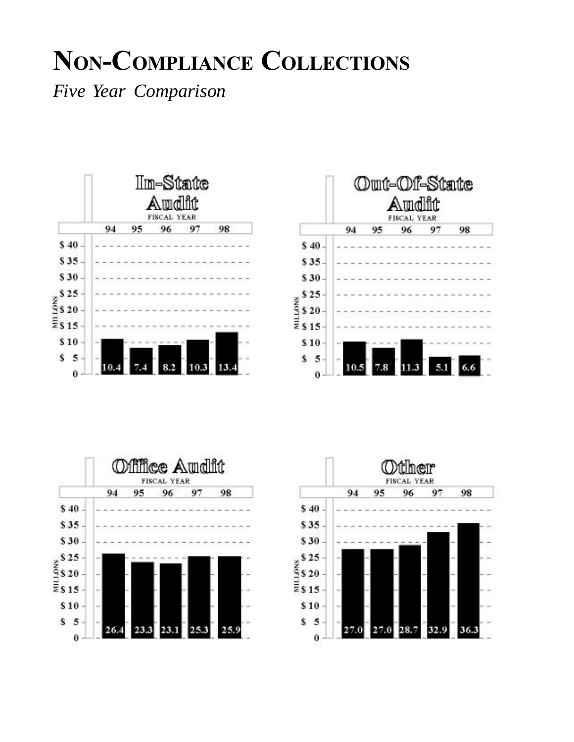# Non-Compliance Collections

*Five Year Comparison*

### In-State Audit

(Millions, by Fiscal Year)

| 94 | 95 | 96 | 97 | 98 |
|---|---|---|---|---|
| 10.4 | 7.4 | 8.2 | 10.3 | 13.4 |

### Out-Of-State Audit

(Millions, by Fiscal Year)

| 94 | 95 | 96 | 97 | 98 |
|---|---|---|---|---|
| 10.5 | 7.8 | 11.3 | 5.1 | 6.6 |

### Office Audit

(Millions, by Fiscal Year)

| 94 | 95 | 96 | 97 | 98 |
|---|---|---|---|---|
| 26.4 | 23.3 | 23.1 | 25.3 | 25.9 |

### Other

(Millions, by Fiscal Year)

| 94 | 95 | 96 | 97 | 98 |
|---|---|---|---|---|
| 27.0 | 27.0 | 28.7 | 32.9 | 36.3 |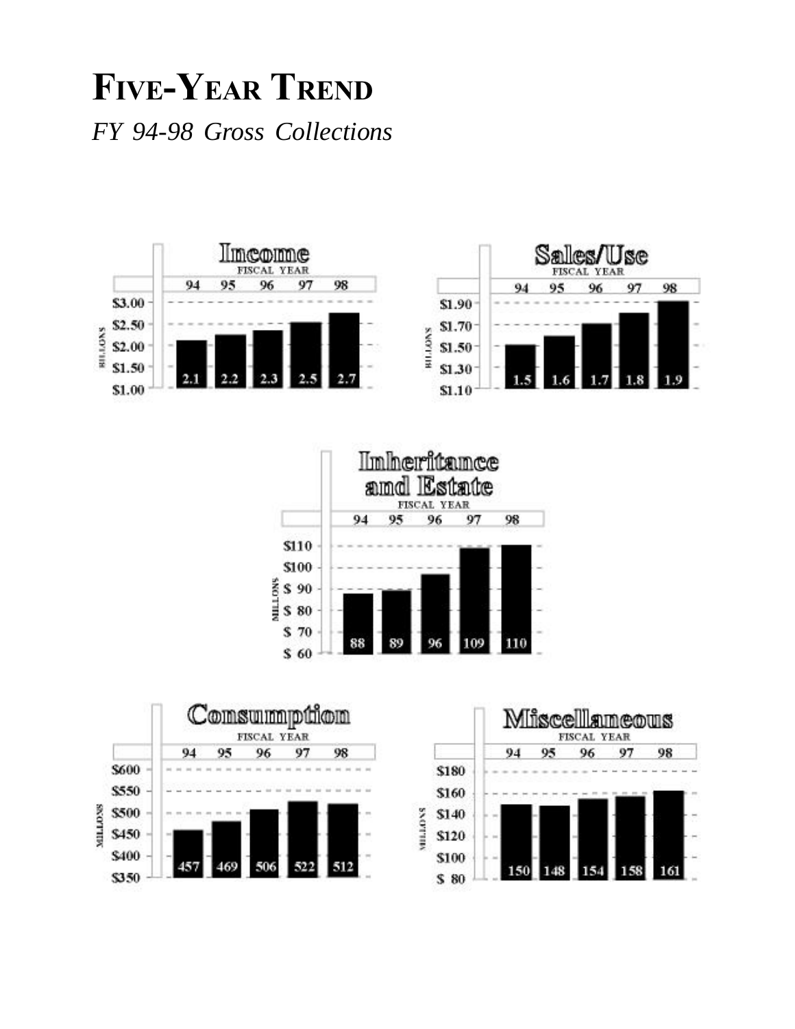# Five-Year Trend

*FY 94-98 Gross Collections*

### Income

| Fiscal Year | 94 | 95 | 96 | 97 | 98 |
|---|---|---|---|---|---|
| Billions | 2.1 | 2.2 | 2.3 | 2.5 | 2.7 |

### Sales/Use

| Fiscal Year | 94 | 95 | 96 | 97 | 98 |
|---|---|---|---|---|---|
| Billions | 1.5 | 1.6 | 1.7 | 1.8 | 1.9 |

### Inheritance and Estate

| Fiscal Year | 94 | 95 | 96 | 97 | 98 |
|---|---|---|---|---|---|
| Millions | 88 | 89 | 96 | 109 | 110 |

### Consumption

| Fiscal Year | 94 | 95 | 96 | 97 | 98 |
|---|---|---|---|---|---|
| Millions | 457 | 469 | 506 | 522 | 512 |

### Miscellaneous

| Fiscal Year | 94 | 95 | 96 | 97 | 98 |
|---|---|---|---|---|---|
| Millions | 150 | 148 | 154 | 158 | 161 |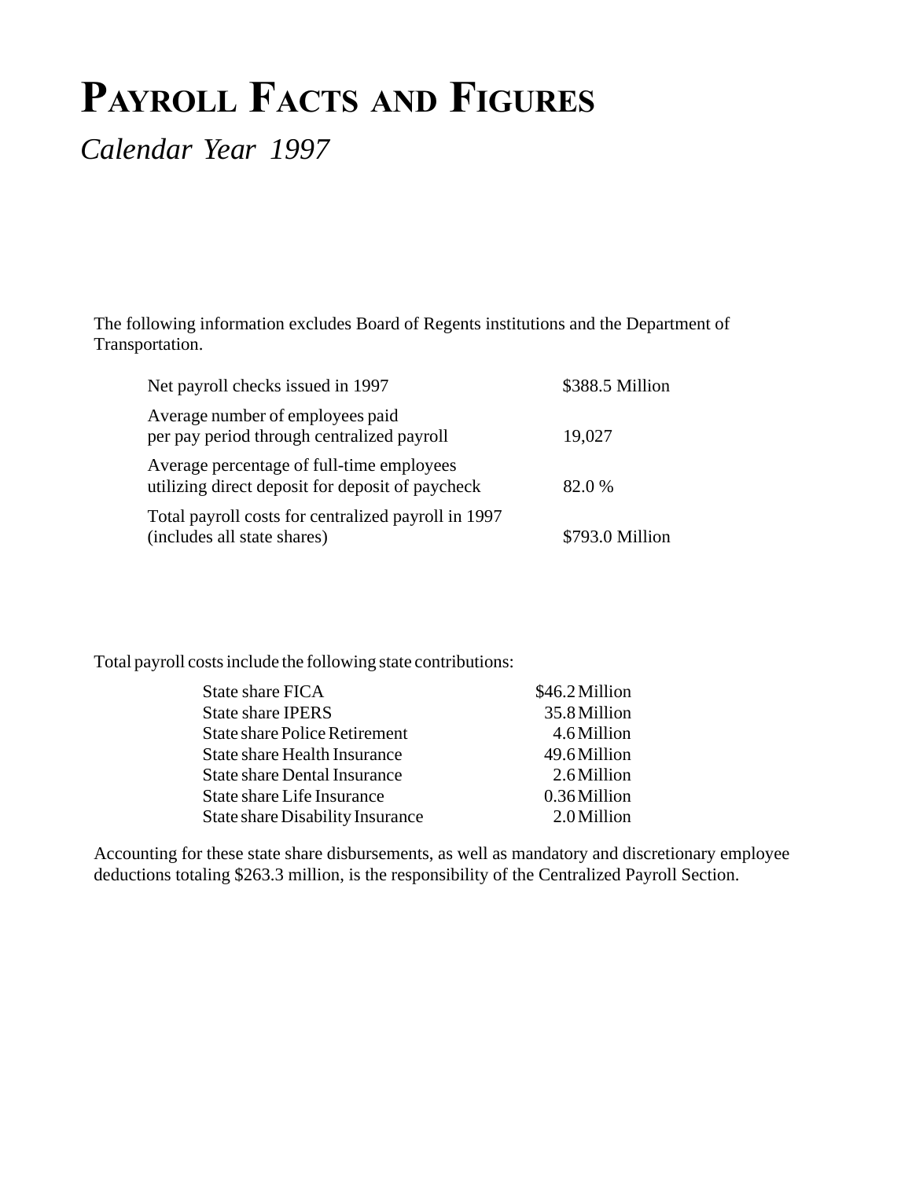# Payroll Facts and Figures

*Calendar Year 1997*

The following information excludes Board of Regents institutions and the Department of Transportation.

| | |
|---|---|
| Net payroll checks issued in 1997 | $388.5 Million |
| Average number of employees paid per pay period through centralized payroll | 19,027 |
| Average percentage of full-time employees utilizing direct deposit for deposit of paycheck | 82.0 % |
| Total payroll costs for centralized payroll in 1997 (includes all state shares) | $793.0 Million |

Total payroll costs include the following state contributions:

| | |
|---|---|
| State share FICA | $46.2 Million |
| State share IPERS | 35.8 Million |
| State share Police Retirement | 4.6 Million |
| State share Health Insurance | 49.6 Million |
| State share Dental Insurance | 2.6 Million |
| State share Life Insurance | 0.36 Million |
| State share Disability Insurance | 2.0 Million |

Accounting for these state share disbursements, as well as mandatory and discretionary employee deductions totaling $263.3 million, is the responsibility of the Centralized Payroll Section.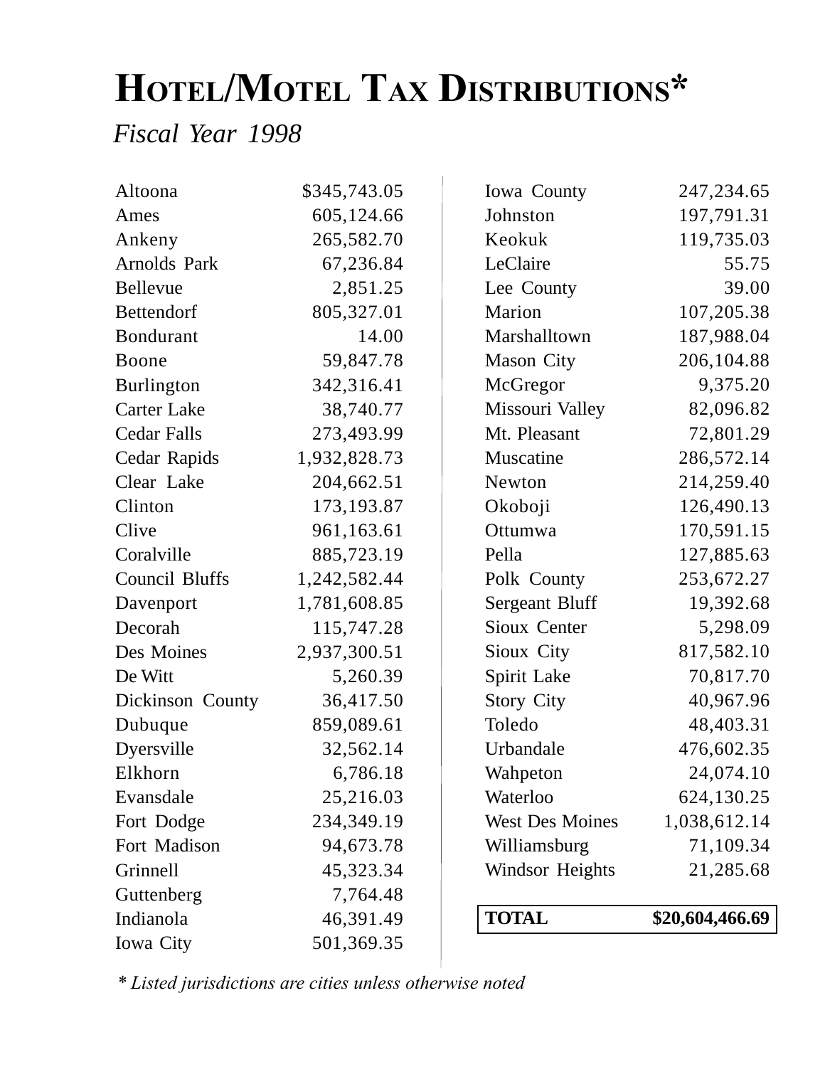# Hotel/Motel Tax Distributions*

*Fiscal Year 1998*

| Jurisdiction | Amount |
|---|---|
| Altoona | $345,743.05 |
| Ames | 605,124.66 |
| Ankeny | 265,582.70 |
| Arnolds Park | 67,236.84 |
| Bellevue | 2,851.25 |
| Bettendorf | 805,327.01 |
| Bondurant | 14.00 |
| Boone | 59,847.78 |
| Burlington | 342,316.41 |
| Carter Lake | 38,740.77 |
| Cedar Falls | 273,493.99 |
| Cedar Rapids | 1,932,828.73 |
| Clear Lake | 204,662.51 |
| Clinton | 173,193.87 |
| Clive | 961,163.61 |
| Coralville | 885,723.19 |
| Council Bluffs | 1,242,582.44 |
| Davenport | 1,781,608.85 |
| Decorah | 115,747.28 |
| Des Moines | 2,937,300.51 |
| De Witt | 5,260.39 |
| Dickinson County | 36,417.50 |
| Dubuque | 859,089.61 |
| Dyersville | 32,562.14 |
| Elkhorn | 6,786.18 |
| Evansdale | 25,216.03 |
| Fort Dodge | 234,349.19 |
| Fort Madison | 94,673.78 |
| Grinnell | 45,323.34 |
| Guttenberg | 7,764.48 |
| Indianola | 46,391.49 |
| Iowa City | 501,369.35 |
| Iowa County | 247,234.65 |
| Johnston | 197,791.31 |
| Keokuk | 119,735.03 |
| LeClaire | 55.75 |
| Lee County | 39.00 |
| Marion | 107,205.38 |
| Marshalltown | 187,988.04 |
| Mason City | 206,104.88 |
| McGregor | 9,375.20 |
| Missouri Valley | 82,096.82 |
| Mt. Pleasant | 72,801.29 |
| Muscatine | 286,572.14 |
| Newton | 214,259.40 |
| Okoboji | 126,490.13 |
| Ottumwa | 170,591.15 |
| Pella | 127,885.63 |
| Polk County | 253,672.27 |
| Sergeant Bluff | 19,392.68 |
| Sioux Center | 5,298.09 |
| Sioux City | 817,582.10 |
| Spirit Lake | 70,817.70 |
| Story City | 40,967.96 |
| Toledo | 48,403.31 |
| Urbandale | 476,602.35 |
| Wahpeton | 24,074.10 |
| Waterloo | 624,130.25 |
| West Des Moines | 1,038,612.14 |
| Williamsburg | 71,109.34 |
| Windsor Heights | 21,285.68 |
| **TOTAL** | **$20,604,466.69** |

*\* Listed jurisdictions are cities unless otherwise noted*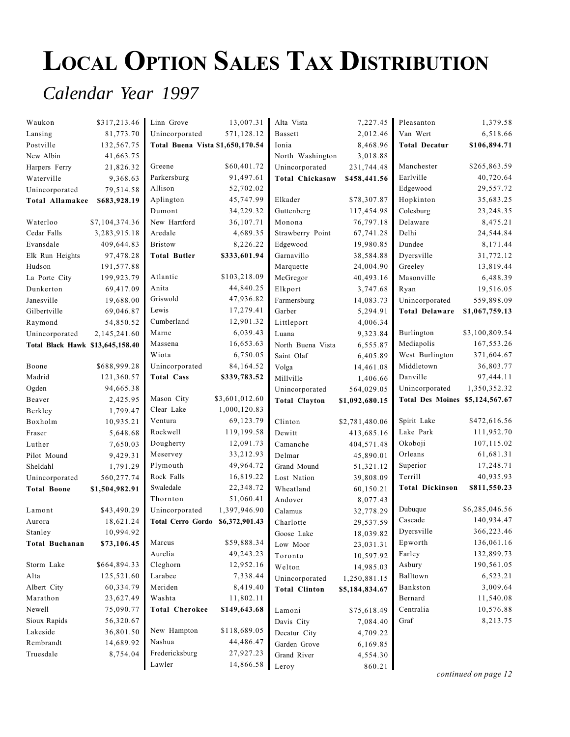# Local Option Sales Tax Distribution

## *Calendar Year 1997*

| Location | Amount |
|---|---|
| Waukon | $317,213.46 |
| Lansing | 81,773.70 |
| Postville | 132,567.75 |
| New Albin | 41,663.75 |
| Harpers Ferry | 21,826.32 |
| Waterville | 9,368.63 |
| Unincorporated | 79,514.58 |
| **Total Allamakee** | **$683,928.19** |
| | |
| Waterloo | $7,104,374.36 |
| Cedar Falls | 3,283,915.18 |
| Evansdale | 409,644.83 |
| Elk Run Heights | 97,478.28 |
| Hudson | 191,577.88 |
| La Porte City | 199,923.79 |
| Dunkerton | 69,417.09 |
| Janesville | 19,688.00 |
| Gilbertville | 69,046.87 |
| Raymond | 54,850.52 |
| Unincorporated | 2,145,241.60 |
| **Total Black Hawk** | **$13,645,158.40** |
| | |
| Boone | $688,999.28 |
| Madrid | 121,360.57 |
| Ogden | 94,665.38 |
| Beaver | 2,425.95 |
| Berkley | 1,799.47 |
| Boxholm | 10,935.21 |
| Fraser | 5,648.68 |
| Luther | 7,650.03 |
| Pilot Mound | 9,429.31 |
| Sheldahl | 1,791.29 |
| Unincorporated | 560,277.74 |
| **Total Boone** | **$1,504,982.91** |
| | |
| Lamont | $43,490.29 |
| Aurora | 18,621.24 |
| Stanley | 10,994.92 |
| **Total Buchanan** | **$73,106.45** |
| | |
| Storm Lake | $664,894.33 |
| Alta | 125,521.60 |
| Albert City | 60,334.79 |
| Marathon | 23,627.49 |
| Newell | 75,090.77 |
| Sioux Rapids | 56,320.67 |
| Lakeside | 36,801.50 |
| Rembrandt | 14,689.92 |
| Truesdale | 8,754.04 |
| Linn Grove | 13,007.31 |
| Unincorporated | 571,128.12 |
| **Total Buena Vista** | **$1,650,170.54** |
| | |
| Greene | $60,401.72 |
| Parkersburg | 91,497.61 |
| Allison | 52,702.02 |
| Aplington | 45,747.99 |
| Dumont | 34,229.32 |
| New Hartford | 36,107.71 |
| Aredale | 4,689.35 |
| Bristow | 8,226.22 |
| **Total Butler** | **$333,601.94** |
| | |
| Atlantic | $103,218.09 |
| Anita | 44,840.25 |
| Griswold | 47,936.82 |
| Lewis | 17,279.41 |
| Cumberland | 12,901.32 |
| Marne | 6,039.43 |
| Massena | 16,653.63 |
| Wiota | 6,750.05 |
| Unincorporated | 84,164.52 |
| **Total Cass** | **$339,783.52** |
| | |
| Mason City | $3,601,012.60 |
| Clear Lake | 1,000,120.83 |
| Ventura | 69,123.79 |
| Rockwell | 119,199.58 |
| Dougherty | 12,091.73 |
| Meservey | 33,212.93 |
| Plymouth | 49,964.72 |
| Rock Falls | 16,819.22 |
| Swaledale | 22,348.72 |
| Thornton | 51,060.41 |
| Unincorporated | 1,397,946.90 |
| **Total Cerro Gordo** | **$6,372,901.43** |
| | |
| Marcus | $59,888.34 |
| Aurelia | 49,243.23 |
| Cleghorn | 12,952.16 |
| Larabee | 7,338.44 |
| Meriden | 8,419.40 |
| Washta | 11,802.11 |
| **Total Cherokee** | **$149,643.68** |
| | |
| New Hampton | $118,689.05 |
| Nashua | 44,486.47 |
| Fredericksburg | 27,927.23 |
| Lawler | 14,866.58 |
| Alta Vista | 7,227.45 |
| Bassett | 2,012.46 |
| Ionia | 8,468.96 |
| North Washington | 3,018.88 |
| Unincorporated | 231,744.48 |
| **Total Chickasaw** | **$458,441.56** |
| | |
| Elkader | $78,307.87 |
| Guttenberg | 117,454.98 |
| Monona | 76,797.18 |
| Strawberry Point | 67,741.28 |
| Edgewood | 19,980.85 |
| Garnavillo | 38,584.88 |
| Marquette | 24,004.90 |
| McGregor | 40,493.16 |
| Elkport | 3,747.68 |
| Farmersburg | 14,083.73 |
| Garber | 5,294.91 |
| Littleport | 4,006.34 |
| Luana | 9,323.84 |
| North Buena Vista | 6,555.87 |
| Saint Olaf | 6,405.89 |
| Volga | 14,461.08 |
| Millville | 1,406.66 |
| Unincorporated | 564,029.05 |
| **Total Clayton** | **$1,092,680.15** |
| | |
| Clinton | $2,781,480.06 |
| Dewitt | 413,685.16 |
| Camanche | 404,571.48 |
| Delmar | 45,890.01 |
| Grand Mound | 51,321.12 |
| Lost Nation | 39,808.09 |
| Wheatland | 60,150.21 |
| Andover | 8,077.43 |
| Calamus | 32,778.29 |
| Charlotte | 29,537.59 |
| Goose Lake | 18,039.82 |
| Low Moor | 23,031.31 |
| Toronto | 10,597.92 |
| Welton | 14,985.03 |
| Unincorporated | 1,250,881.15 |
| **Total Clinton** | **$5,184,834.67** |
| | |
| Lamoni | $75,618.49 |
| Davis City | 7,084.40 |
| Decatur City | 4,709.22 |
| Garden Grove | 6,169.85 |
| Grand River | 4,554.30 |
| Leroy | 860.21 |
| Pleasanton | 1,379.58 |
| Van Wert | 6,518.66 |
| **Total Decatur** | **$106,894.71** |
| | |
| Manchester | $265,863.59 |
| Earlville | 40,720.64 |
| Edgewood | 29,557.72 |
| Hopkinton | 35,683.25 |
| Colesburg | 23,248.35 |
| Delaware | 8,475.21 |
| Delhi | 24,544.84 |
| Dundee | 8,171.44 |
| Dyersville | 31,772.12 |
| Greeley | 13,819.44 |
| Masonville | 6,488.39 |
| Ryan | 19,516.05 |
| Unincorporated | 559,898.09 |
| **Total Delaware** | **$1,067,759.13** |
| | |
| Burlington | $3,100,809.54 |
| Mediapolis | 167,553.26 |
| West Burlington | 371,604.67 |
| Middletown | 36,803.77 |
| Danville | 97,444.11 |
| Unincorporated | 1,350,352.32 |
| **Total Des Moines** | **$5,124,567.67** |
| | |
| Spirit Lake | $472,616.56 |
| Lake Park | 111,952.70 |
| Okoboji | 107,115.02 |
| Orleans | 61,681.31 |
| Superior | 17,248.71 |
| Terrill | 40,935.93 |
| **Total Dickinson** | **$811,550.23** |
| | |
| Dubuque | $6,285,046.56 |
| Cascade | 140,934.47 |
| Dyersville | 366,223.46 |
| Epworth | 136,061.16 |
| Farley | 132,899.73 |
| Asbury | 190,561.05 |
| Balltown | 6,523.21 |
| Bankston | 3,009.64 |
| Bernard | 11,540.08 |
| Centralia | 10,576.88 |
| Graf | 8,213.75 |

*continued on page 12*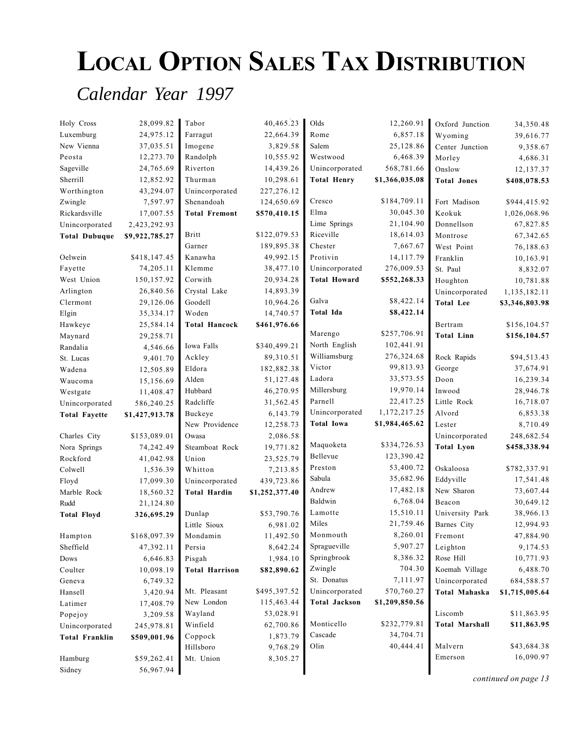# Local Option Sales Tax Distribution

## *Calendar Year 1997*

| Jurisdiction | Amount |
|---|---|
| Holy Cross | 28,099.82 |
| Luxemburg | 24,975.12 |
| New Vienna | 37,035.51 |
| Peosta | 12,273.70 |
| Sageville | 24,765.69 |
| Sherrill | 12,852.92 |
| Worthington | 43,294.07 |
| Zwingle | 7,597.97 |
| Rickardsville | 17,007.55 |
| Unincorporated | 2,423,292.93 |
| **Total Dubuque** | **$9,922,785.27** |
| | |
| Oelwein | $418,147.45 |
| Fayette | 74,205.11 |
| West Union | 150,157.92 |
| Arlington | 26,840.56 |
| Clermont | 29,126.06 |
| Elgin | 35,334.17 |
| Hawkeye | 25,584.14 |
| Maynard | 29,258.71 |
| Randalia | 4,546.66 |
| St. Lucas | 9,401.70 |
| Wadena | 12,505.89 |
| Waucoma | 15,156.69 |
| Westgate | 11,408.47 |
| Unincorporated | 586,240.25 |
| **Total Fayette** | **$1,427,913.78** |
| | |
| Charles City | $153,089.01 |
| Nora Springs | 74,242.49 |
| Rockford | 41,042.98 |
| Colwell | 1,536.39 |
| Floyd | 17,099.30 |
| Marble Rock | 18,560.32 |
| Rudd | 21,124.80 |
| **Total Floyd** | **326,695.29** |
| | |
| Hampton | $168,097.39 |
| Sheffield | 47,392.11 |
| Dows | 6,646.83 |
| Coulter | 10,098.19 |
| Geneva | 6,749.32 |
| Hansell | 3,420.94 |
| Latimer | 17,408.79 |
| Popejoy | 3,209.58 |
| Unincorporated | 245,978.81 |
| **Total Franklin** | **$509,001.96** |
| | |
| Hamburg | $59,262.41 |
| Sidney | 56,967.94 |
| Tabor | 40,465.23 |
| Farragut | 22,664.39 |
| Imogene | 3,829.58 |
| Randolph | 10,555.92 |
| Riverton | 14,439.26 |
| Thurman | 10,298.61 |
| Unincorporated | 227,276.12 |
| Shenandoah | 124,650.69 |
| **Total Fremont** | **$570,410.15** |
| | |
| Britt | $122,079.53 |
| Garner | 189,895.38 |
| Kanawha | 49,992.15 |
| Klemme | 38,477.10 |
| Corwith | 20,934.28 |
| Crystal Lake | 14,893.39 |
| Goodell | 10,964.26 |
| Woden | 14,740.57 |
| **Total Hancock** | **$461,976.66** |
| | |
| Iowa Falls | $340,499.21 |
| Ackley | 89,310.51 |
| Eldora | 182,882.38 |
| Alden | 51,127.48 |
| Hubbard | 46,270.95 |
| Radcliffe | 31,562.45 |
| Buckeye | 6,143.79 |
| New Providence | 12,258.73 |
| Owasa | 2,086.58 |
| Steamboat Rock | 19,771.82 |
| Union | 23,525.79 |
| Whitton | 7,213.85 |
| Unincorporated | 439,723.86 |
| **Total Hardin** | **$1,252,377.40** |
| | |
| Dunlap | $53,790.76 |
| Little Sioux | 6,981.02 |
| Mondamin | 11,492.50 |
| Persia | 8,642.24 |
| Pisgah | 1,984.10 |
| **Total Harrison** | **$82,890.62** |
| | |
| Mt. Pleasant | $495,397.52 |
| New London | 115,463.44 |
| Wayland | 53,028.91 |
| Winfield | 62,700.86 |
| Coppock | 1,873.79 |
| Hillsboro | 9,768.29 |
| Mt. Union | 8,305.27 |
| Olds | 12,260.91 |
| Rome | 6,857.18 |
| Salem | 25,128.86 |
| Westwood | 6,468.39 |
| Unincorporated | 568,781.66 |
| **Total Henry** | **$1,366,035.08** |
| | |
| Cresco | $184,709.11 |
| Elma | 30,045.30 |
| Lime Springs | 21,104.90 |
| Riceville | 18,614.03 |
| Chester | 7,667.67 |
| Protivin | 14,117.79 |
| Unincorporated | 276,009.53 |
| **Total Howard** | **$552,268.33** |
| | |
| Galva | $8,422.14 |
| **Total Ida** | **$8,422.14** |
| | |
| Marengo | $257,706.91 |
| North English | 102,441.91 |
| Williamsburg | 276,324.68 |
| Victor | 99,813.93 |
| Ladora | 33,573.55 |
| Millersburg | 19,970.14 |
| Parnell | 22,417.25 |
| Unincorporated | 1,172,217.25 |
| **Total Iowa** | **$1,984,465.62** |
| | |
| Maquoketa | $334,726.53 |
| Bellevue | 123,390.42 |
| Preston | 53,400.72 |
| Sabula | 35,682.96 |
| Andrew | 17,482.18 |
| Baldwin | 6,768.04 |
| Lamotte | 15,510.11 |
| Miles | 21,759.46 |
| Monmouth | 8,260.01 |
| Spragueville | 5,907.27 |
| Springbrook | 8,386.32 |
| Zwingle | 704.30 |
| St. Donatus | 7,111.97 |
| Unincorporated | 570,760.27 |
| **Total Jackson** | **$1,209,850.56** |
| | |
| Monticello | $232,779.81 |
| Cascade | 34,704.71 |
| Olin | 40,444.41 |
| Oxford Junction | 34,350.48 |
| Wyoming | 39,616.77 |
| Center Junction | 9,358.67 |
| Morley | 4,686.31 |
| Onslow | 12,137.37 |
| **Total Jones** | **$408,078.53** |
| | |
| Fort Madison | $944,415.92 |
| Keokuk | 1,026,068.96 |
| Donnellson | 67,827.85 |
| Montrose | 67,342.65 |
| West Point | 76,188.63 |
| Franklin | 10,163.91 |
| St. Paul | 8,832.07 |
| Houghton | 10,781.88 |
| Unincorporated | 1,135,182.11 |
| **Total Lee** | **$3,346,803.98** |
| | |
| Bertram | $156,104.57 |
| **Total Linn** | **$156,104.57** |
| | |
| Rock Rapids | $94,513.43 |
| George | 37,674.91 |
| Doon | 16,239.34 |
| Inwood | 28,946.78 |
| Little Rock | 16,718.07 |
| Alvord | 6,853.38 |
| Lester | 8,710.49 |
| Unincorporated | 248,682.54 |
| **Total Lyon** | **$458,338.94** |
| | |
| Oskaloosa | $782,337.91 |
| Eddyville | 17,541.48 |
| New Sharon | 73,607.44 |
| Beacon | 30,649.12 |
| University Park | 38,966.13 |
| Barnes City | 12,994.93 |
| Fremont | 47,884.90 |
| Leighton | 9,174.53 |
| Rose Hill | 10,771.93 |
| Koemah Village | 6,488.70 |
| Unincorporated | 684,588.57 |
| **Total Mahaska** | **$1,715,005.64** |
| | |
| Liscomb | $11,863.95 |
| **Total Marshall** | **$11,863.95** |
| | |
| Malvern | $43,684.38 |
| Emerson | 16,090.97 |

*continued on page 13*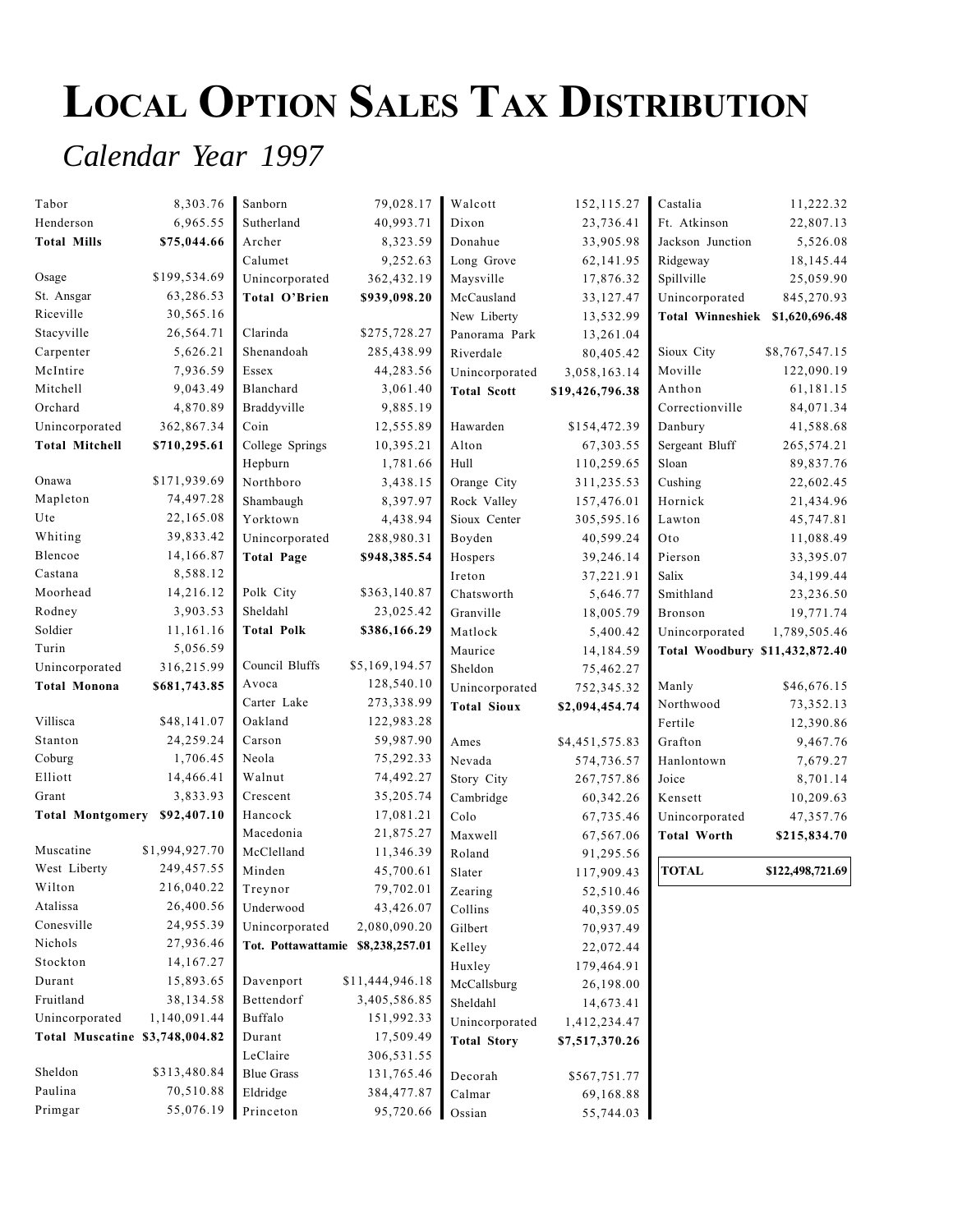# Local Option Sales Tax Distribution

*Calendar Year 1997*

| City | Amount |
|---|---|
| Tabor | 8,303.76 |
| Henderson | 6,965.55 |
| **Total Mills** | **$75,044.66** |
| | |
| Osage | $199,534.69 |
| St. Ansgar | 63,286.53 |
| Riceville | 30,565.16 |
| Stacyville | 26,564.71 |
| Carpenter | 5,626.21 |
| McIntire | 7,936.59 |
| Mitchell | 9,043.49 |
| Orchard | 4,870.89 |
| Unincorporated | 362,867.34 |
| **Total Mitchell** | **$710,295.61** |
| | |
| Onawa | $171,939.69 |
| Mapleton | 74,497.28 |
| Ute | 22,165.08 |
| Whiting | 39,833.42 |
| Blencoe | 14,166.87 |
| Castana | 8,588.12 |
| Moorhead | 14,216.12 |
| Rodney | 3,903.53 |
| Soldier | 11,161.16 |
| Turin | 5,056.59 |
| Unincorporated | 316,215.99 |
| **Total Monona** | **$681,743.85** |
| | |
| Villisca | $48,141.07 |
| Stanton | 24,259.24 |
| Coburg | 1,706.45 |
| Elliott | 14,466.41 |
| Grant | 3,833.93 |
| **Total Montgomery** | **$92,407.10** |
| | |
| Muscatine | $1,994,927.70 |
| West Liberty | 249,457.55 |
| Wilton | 216,040.22 |
| Atalissa | 26,400.56 |
| Conesville | 24,955.39 |
| Nichols | 27,936.46 |
| Stockton | 14,167.27 |
| Durant | 15,893.65 |
| Fruitland | 38,134.58 |
| Unincorporated | 1,140,091.44 |
| **Total Muscatine** | **$3,748,004.82** |
| | |
| Sheldon | $313,480.84 |
| Paulina | 70,510.88 |
| Primgar | 55,076.19 |
| Sanborn | 79,028.17 |
| Sutherland | 40,993.71 |
| Archer | 8,323.59 |
| Calumet | 9,252.63 |
| Unincorporated | 362,432.19 |
| **Total O'Brien** | **$939,098.20** |
| | |
| Clarinda | $275,728.27 |
| Shenandoah | 285,438.99 |
| Essex | 44,283.56 |
| Blanchard | 3,061.40 |
| Braddyville | 9,885.19 |
| Coin | 12,555.89 |
| College Springs | 10,395.21 |
| Hepburn | 1,781.66 |
| Northboro | 3,438.15 |
| Shambaugh | 8,397.97 |
| Yorktown | 4,438.94 |
| Unincorporated | 288,980.31 |
| **Total Page** | **$948,385.54** |
| | |
| Polk City | $363,140.87 |
| Sheldahl | 23,025.42 |
| **Total Polk** | **$386,166.29** |
| | |
| Council Bluffs | $5,169,194.57 |
| Avoca | 128,540.10 |
| Carter Lake | 273,338.99 |
| Oakland | 122,983.28 |
| Carson | 59,987.90 |
| Neola | 75,292.33 |
| Walnut | 74,492.27 |
| Crescent | 35,205.74 |
| Hancock | 17,081.21 |
| Macedonia | 21,875.27 |
| McClelland | 11,346.39 |
| Minden | 45,700.61 |
| Treynor | 79,702.01 |
| Underwood | 43,426.07 |
| Unincorporated | 2,080,090.20 |
| **Tot. Pottawattamie** | **$8,238,257.01** |
| | |
| Davenport | $11,444,946.18 |
| Bettendorf | 3,405,586.85 |
| Buffalo | 151,992.33 |
| Durant | 17,509.49 |
| LeClaire | 306,531.55 |
| Blue Grass | 131,765.46 |
| Eldridge | 384,477.87 |
| Princeton | 95,720.66 |
| Walcott | 152,115.27 |
| Dixon | 23,736.41 |
| Donahue | 33,905.98 |
| Long Grove | 62,141.95 |
| Maysville | 17,876.32 |
| McCausland | 33,127.47 |
| New Liberty | 13,532.99 |
| Panorama Park | 13,261.04 |
| Riverdale | 80,405.42 |
| Unincorporated | 3,058,163.14 |
| **Total Scott** | **$19,426,796.38** |
| | |
| Hawarden | $154,472.39 |
| Alton | 67,303.55 |
| Hull | 110,259.65 |
| Orange City | 311,235.53 |
| Rock Valley | 157,476.01 |
| Sioux Center | 305,595.16 |
| Boyden | 40,599.24 |
| Hospers | 39,246.14 |
| Ireton | 37,221.91 |
| Chatsworth | 5,646.77 |
| Granville | 18,005.79 |
| Matlock | 5,400.42 |
| Maurice | 14,184.59 |
| Sheldon | 75,462.27 |
| Unincorporated | 752,345.32 |
| **Total Sioux** | **$2,094,454.74** |
| | |
| Ames | $4,451,575.83 |
| Nevada | 574,736.57 |
| Story City | 267,757.86 |
| Cambridge | 60,342.26 |
| Colo | 67,735.46 |
| Maxwell | 67,567.06 |
| Roland | 91,295.56 |
| Slater | 117,909.43 |
| Zearing | 52,510.46 |
| Collins | 40,359.05 |
| Gilbert | 70,937.49 |
| Kelley | 22,072.44 |
| Huxley | 179,464.91 |
| McCallsburg | 26,198.00 |
| Sheldahl | 14,673.41 |
| Unincorporated | 1,412,234.47 |
| **Total Story** | **$7,517,370.26** |
| | |
| Decorah | $567,751.77 |
| Calmar | 69,168.88 |
| Ossian | 55,744.03 |
| Castalia | 11,222.32 |
| Ft. Atkinson | 22,807.13 |
| Jackson Junction | 5,526.08 |
| Ridgeway | 18,145.44 |
| Spillville | 25,059.90 |
| Unincorporated | 845,270.93 |
| **Total Winneshiek** | **$1,620,696.48** |
| | |
| Sioux City | $8,767,547.15 |
| Moville | 122,090.19 |
| Anthon | 61,181.15 |
| Correctionville | 84,071.34 |
| Danbury | 41,588.68 |
| Sergeant Bluff | 265,574.21 |
| Sloan | 89,837.76 |
| Cushing | 22,602.45 |
| Hornick | 21,434.96 |
| Lawton | 45,747.81 |
| Oto | 11,088.49 |
| Pierson | 33,395.07 |
| Salix | 34,199.44 |
| Smithland | 23,236.50 |
| Bronson | 19,771.74 |
| Unincorporated | 1,789,505.46 |
| **Total Woodbury** | **$11,432,872.40** |
| | |
| Manly | $46,676.15 |
| Northwood | 73,352.13 |
| Fertile | 12,390.86 |
| Grafton | 9,467.76 |
| Hanlontown | 7,679.27 |
| Joice | 8,701.14 |
| Kensett | 10,209.63 |
| Unincorporated | 47,357.76 |
| **Total Worth** | **$215,834.70** |
| | |
| **TOTAL** | **$122,498,721.69** |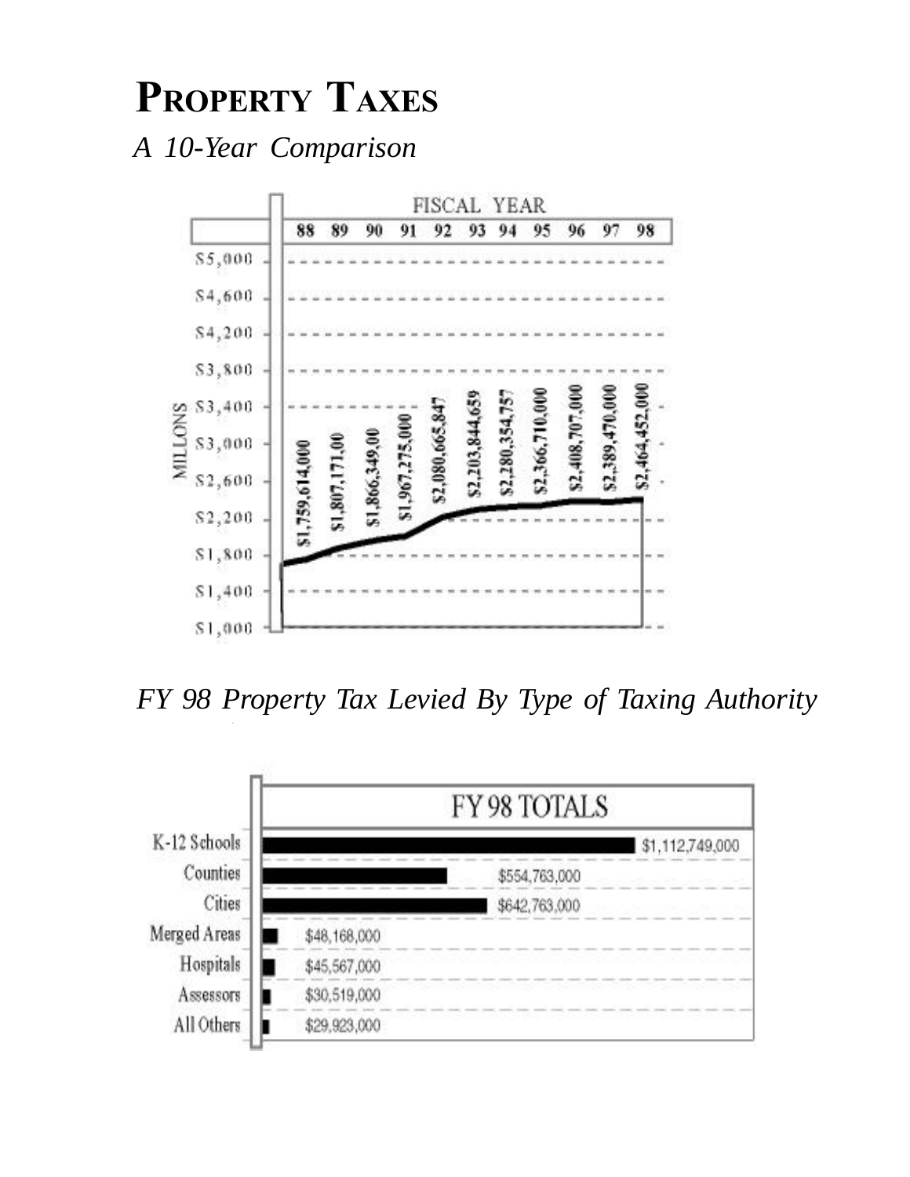# Property Taxes

*A 10-Year Comparison*

| Fiscal Year | Property Taxes |
|---|---|
| 88 | $1,759,614,000 |
| 89 | $1,807,171,00 |
| 90 | $1,866,349,00 |
| 91 | $1,967,275,000 |
| 92 | $2,080,665,847 |
| 93 | $2,203,844,659 |
| 94 | $2,280,354,757 |
| 95 | $2,366,710,000 |
| 96 | $2,408,707,000 |
| 97 | $2,389,470,000 |
| 98 | $2,464,452,000 |

*FY 98 Property Tax Levied By Type of Taxing Authority*

| FY 98 TOTALS | |
|---|---|
| K-12 Schools | $1,112,749,000 |
| Counties | $554,763,000 |
| Cities | $642,763,000 |
| Merged Areas | $48,168,000 |
| Hospitals | $45,567,000 |
| Assessors | $30,519,000 |
| All Others | $29,923,000 |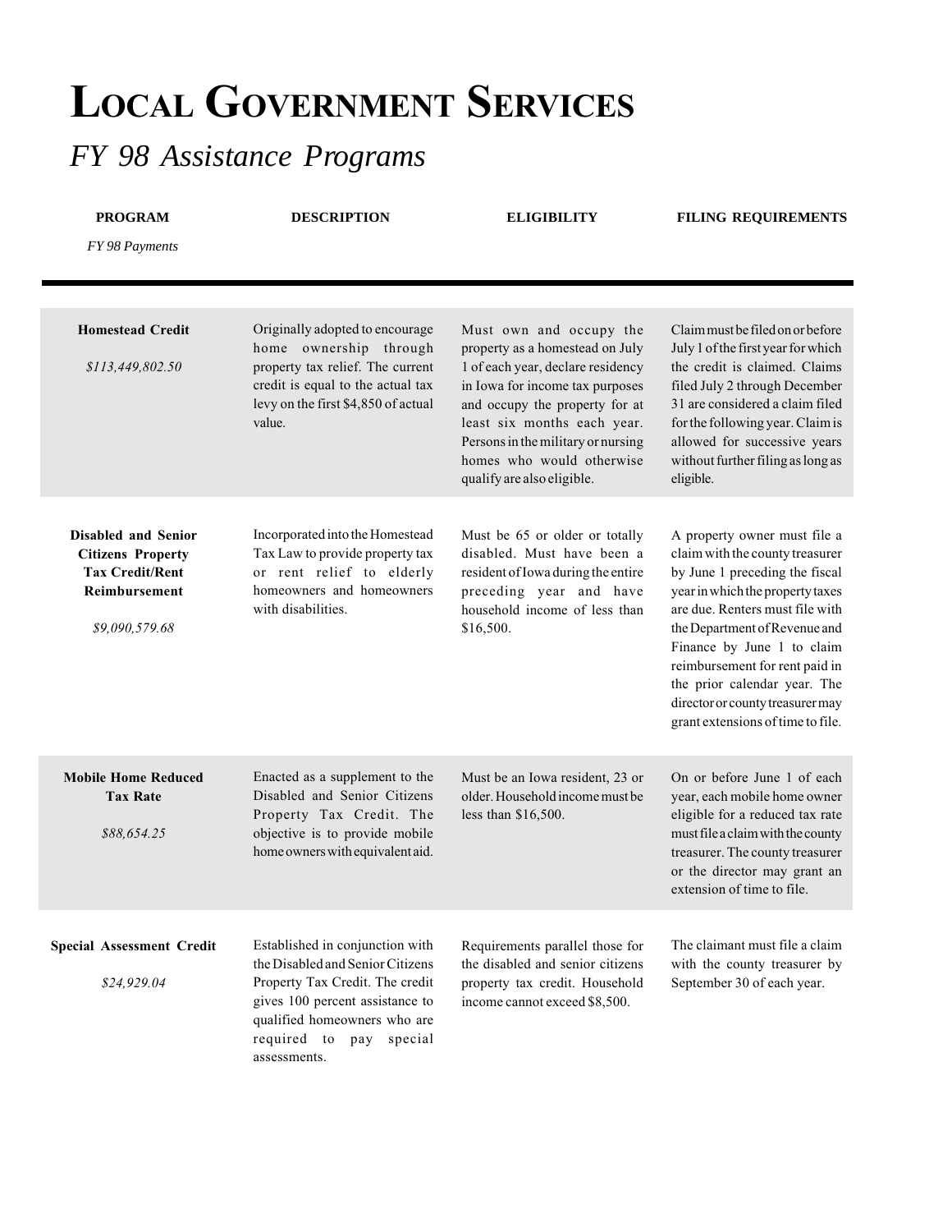# Local Government Services

## *FY 98 Assistance Programs*

| PROGRAM<br>*FY 98 Payments* | DESCRIPTION | ELIGIBILITY | FILING REQUIREMENTS |
|---|---|---|---|
| **Homestead Credit**<br>*$113,449,802.50* | Originally adopted to encourage home ownership through property tax relief. The current credit is equal to the actual tax levy on the first $4,850 of actual value. | Must own and occupy the property as a homestead on July 1 of each year, declare residency in Iowa for income tax purposes and occupy the property for at least six months each year. Persons in the military or nursing homes who would otherwise qualify are also eligible. | Claim must be filed on or before July 1 of the first year for which the credit is claimed. Claims filed July 2 through December 31 are considered a claim filed for the following year. Claim is allowed for successive years without further filing as long as eligible. |
| **Disabled and Senior Citizens Property Tax Credit/Rent Reimbursement**<br>*$9,090,579.68* | Incorporated into the Homestead Tax Law to provide property tax or rent relief to elderly homeowners and homeowners with disabilities. | Must be 65 or older or totally disabled. Must have been a resident of Iowa during the entire preceding year and have household income of less than $16,500. | A property owner must file a claim with the county treasurer by June 1 preceding the fiscal year in which the property taxes are due. Renters must file with the Department of Revenue and Finance by June 1 to claim reimbursement for rent paid in the prior calendar year. The director or county treasurer may grant extensions of time to file. |
| **Mobile Home Reduced Tax Rate**<br>*$88,654.25* | Enacted as a supplement to the Disabled and Senior Citizens Property Tax Credit. The objective is to provide mobile home owners with equivalent aid. | Must be an Iowa resident, 23 or older. Household income must be less than $16,500. | On or before June 1 of each year, each mobile home owner eligible for a reduced tax rate must file a claim with the county treasurer. The county treasurer or the director may grant an extension of time to file. |
| **Special Assessment Credit**<br>*$24,929.04* | Established in conjunction with the Disabled and Senior Citizens Property Tax Credit. The credit gives 100 percent assistance to qualified homeowners who are required to pay special assessments. | Requirements parallel those for the disabled and senior citizens property tax credit. Household income cannot exceed $8,500. | The claimant must file a claim with the county treasurer by September 30 of each year. |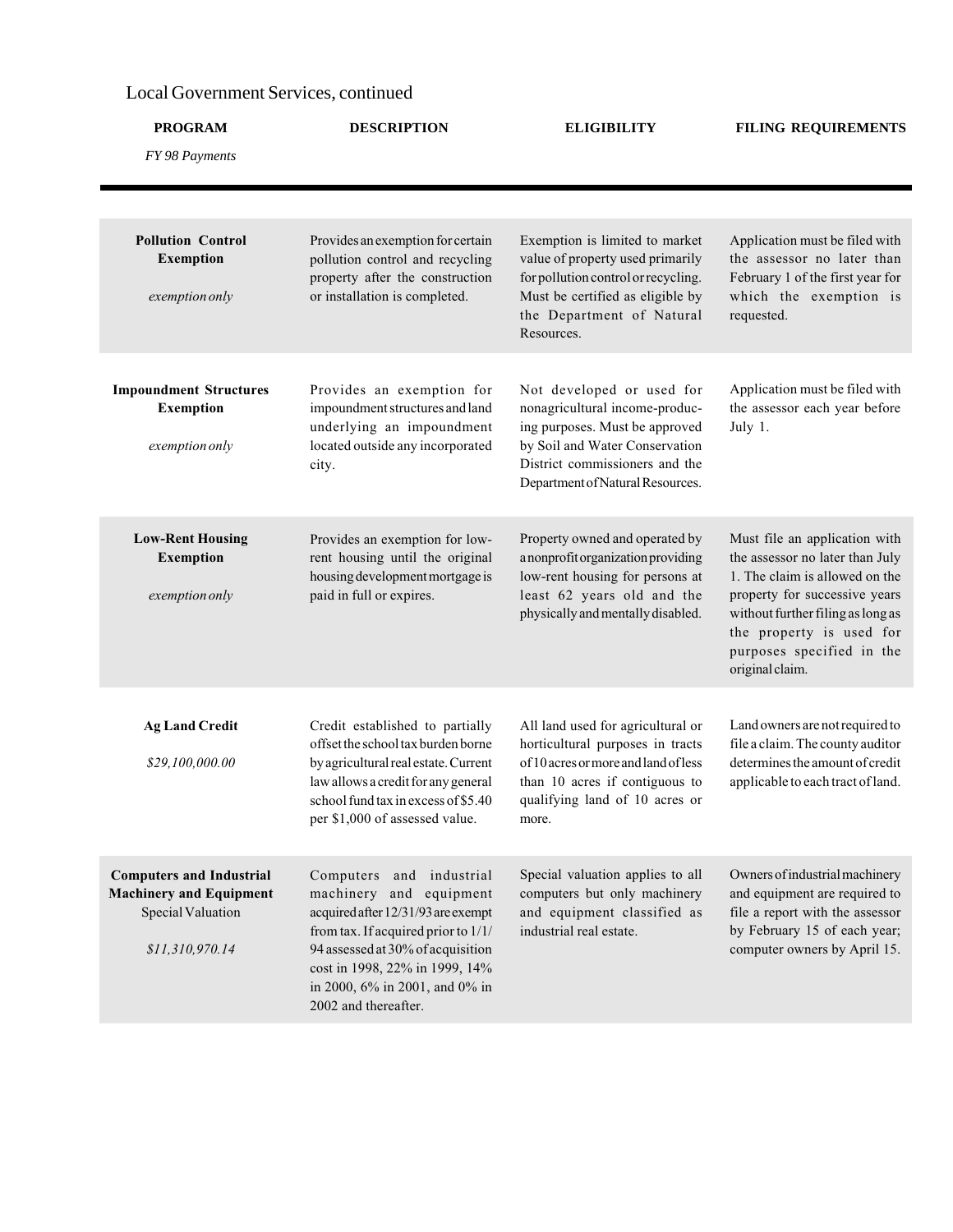## Local Government Services, continued

| PROGRAM<br>*FY 98 Payments* | DESCRIPTION | ELIGIBILITY | FILING REQUIREMENTS |
|---|---|---|---|
| **Pollution Control Exemption**<br><br>*exemption only* | Provides an exemption for certain pollution control and recycling property after the construction or installation is completed. | Exemption is limited to market value of property used primarily for pollution control or recycling. Must be certified as eligible by the Department of Natural Resources. | Application must be filed with the assessor no later than February 1 of the first year for which the exemption is requested. |
| **Impoundment Structures Exemption**<br><br>*exemption only* | Provides an exemption for impoundment structures and land underlying an impoundment located outside any incorporated city. | Not developed or used for nonagricultural income-producing purposes. Must be approved by Soil and Water Conservation District commissioners and the Department of Natural Resources. | Application must be filed with the assessor each year before July 1. |
| **Low-Rent Housing Exemption**<br><br>*exemption only* | Provides an exemption for low-rent housing until the original housing development mortgage is paid in full or expires. | Property owned and operated by a nonprofit organization providing low-rent housing for persons at least 62 years old and the physically and mentally disabled. | Must file an application with the assessor no later than July 1. The claim is allowed on the property for successive years without further filing as long as the property is used for purposes specified in the original claim. |
| **Ag Land Credit**<br><br>*$29,100,000.00* | Credit established to partially offset the school tax burden borne by agricultural real estate. Current law allows a credit for any general school fund tax in excess of $5.40 per $1,000 of assessed value. | All land used for agricultural or horticultural purposes in tracts of 10 acres or more and land of less than 10 acres if contiguous to qualifying land of 10 acres or more. | Land owners are not required to file a claim. The county auditor determines the amount of credit applicable to each tract of land. |
| **Computers and Industrial Machinery and Equipment** Special Valuation<br><br>*$11,310,970.14* | Computers and industrial machinery and equipment acquired after 12/31/93 are exempt from tax. If acquired prior to 1/1/94 assessed at 30% of acquisition cost in 1998, 22% in 1999, 14% in 2000, 6% in 2001, and 0% in 2002 and thereafter. | Special valuation applies to all computers but only machinery and equipment classified as industrial real estate. | Owners of industrial machinery and equipment are required to file a report with the assessor by February 15 of each year; computer owners by April 15. |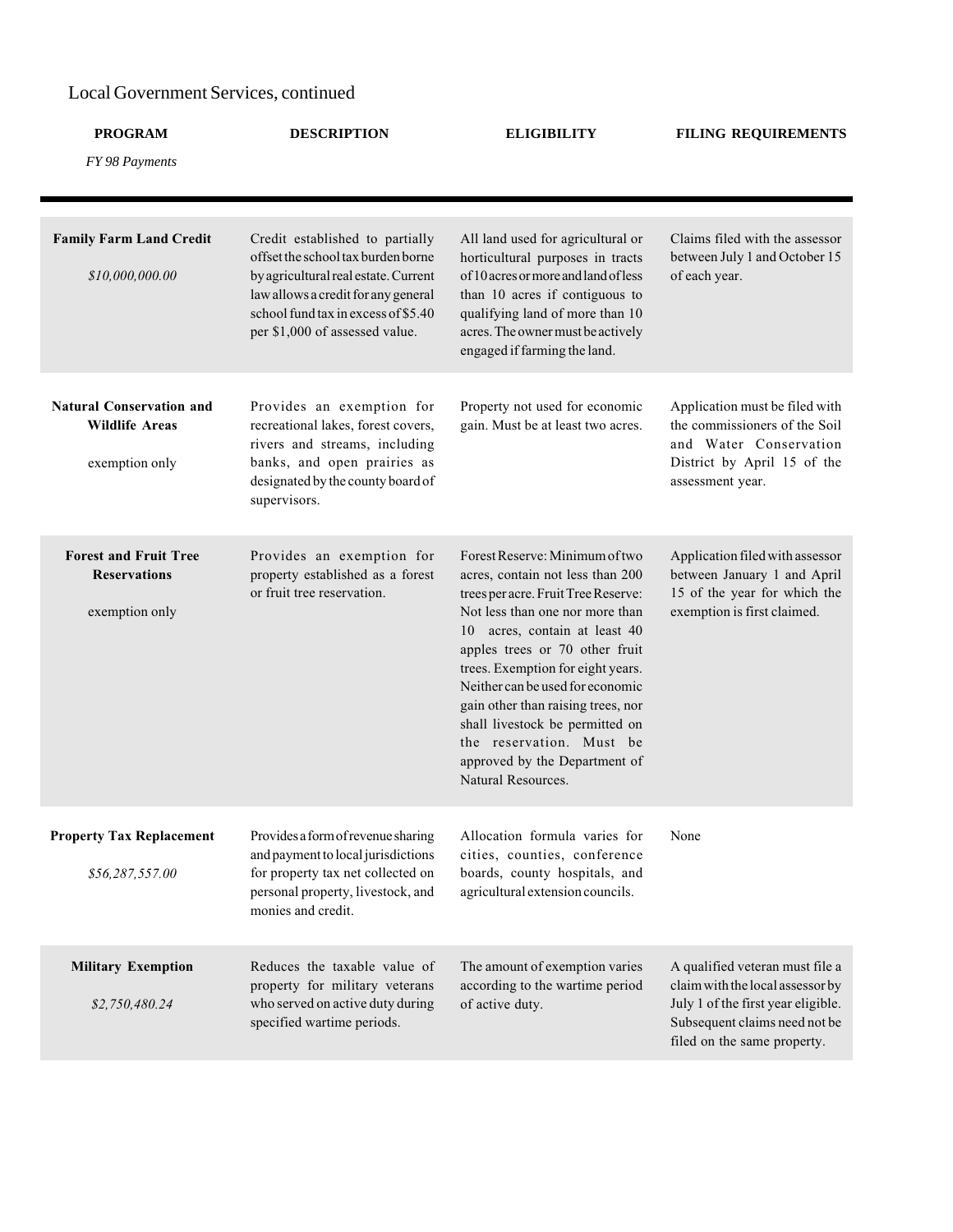## Local Government Services, continued

| PROGRAM<br>*FY 98 Payments* | DESCRIPTION | ELIGIBILITY | FILING REQUIREMENTS |
|---|---|---|---|
| **Family Farm Land Credit**<br>*$10,000,000.00* | Credit established to partially offset the school tax burden borne by agricultural real estate. Current law allows a credit for any general school fund tax in excess of $5.40 per $1,000 of assessed value. | All land used for agricultural or horticultural purposes in tracts of 10 acres or more and land of less than 10 acres if contiguous to qualifying land of more than 10 acres. The owner must be actively engaged if farming the land. | Claims filed with the assessor between July 1 and October 15 of each year. |
| **Natural Conservation and Wildlife Areas**<br>exemption only | Provides an exemption for recreational lakes, forest covers, rivers and streams, including banks, and open prairies as designated by the county board of supervisors. | Property not used for economic gain. Must be at least two acres. | Application must be filed with the commissioners of the Soil and Water Conservation District by April 15 of the assessment year. |
| **Forest and Fruit Tree Reservations**<br>exemption only | Provides an exemption for property established as a forest or fruit tree reservation. | Forest Reserve: Minimum of two acres, contain not less than 200 trees per acre. Fruit Tree Reserve: Not less than one nor more than 10 acres, contain at least 40 apples trees or 70 other fruit trees. Exemption for eight years. Neither can be used for economic gain other than raising trees, nor shall livestock be permitted on the reservation. Must be approved by the Department of Natural Resources. | Application filed with assessor between January 1 and April 15 of the year for which the exemption is first claimed. |
| **Property Tax Replacement**<br>*$56,287,557.00* | Provides a form of revenue sharing and payment to local jurisdictions for property tax net collected on personal property, livestock, and monies and credit. | Allocation formula varies for cities, counties, conference boards, county hospitals, and agricultural extension councils. | None |
| **Military Exemption**<br>*$2,750,480.24* | Reduces the taxable value of property for military veterans who served on active duty during specified wartime periods. | The amount of exemption varies according to the wartime period of active duty. | A qualified veteran must file a claim with the local assessor by July 1 of the first year eligible. Subsequent claims need not be filed on the same property. |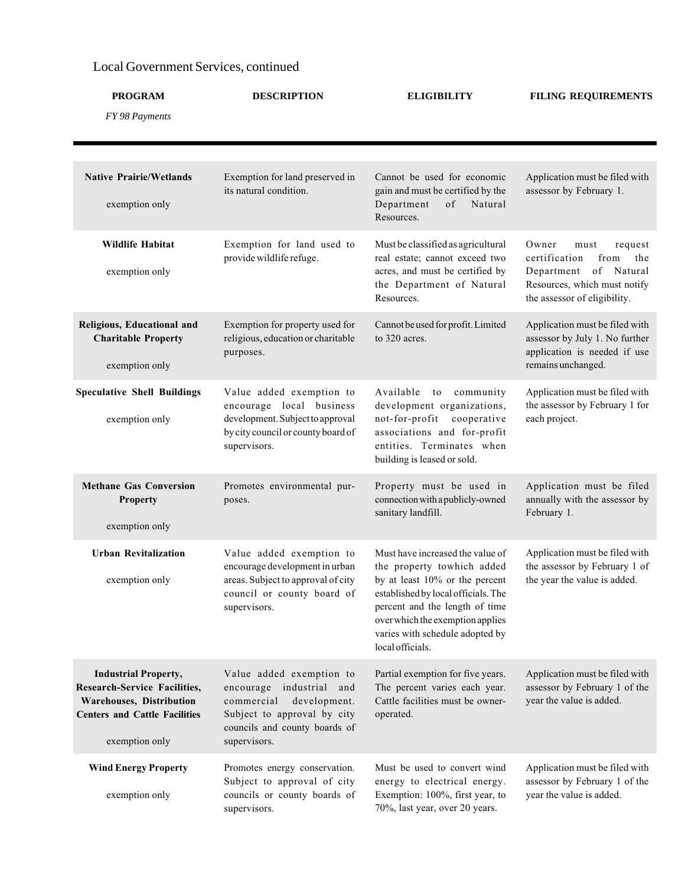Local Government Services, continued

| PROGRAM *FY 98 Payments* | DESCRIPTION | ELIGIBILITY | FILING REQUIREMENTS |
|---|---|---|---|
| **Native Prairie/Wetlands** exemption only | Exemption for land preserved in its natural condition. | Cannot be used for economic gain and must be certified by the Department of Natural Resources. | Application must be filed with assessor by February 1. |
| **Wildlife Habitat** exemption only | Exemption for land used to provide wildlife refuge. | Must be classified as agricultural real estate; cannot exceed two acres, and must be certified by the Department of Natural Resources. | Owner must request certification from the Department of Natural Resources, which must notify the assessor of eligibility. |
| **Religious, Educational and Charitable Property** exemption only | Exemption for property used for religious, education or charitable purposes. | Cannot be used for profit. Limited to 320 acres. | Application must be filed with assessor by July 1. No further application is needed if use remains unchanged. |
| **Speculative Shell Buildings** exemption only | Value added exemption to encourage local business development. Subject to approval by city council or county board of supervisors. | Available to community development organizations, not-for-profit cooperative associations and for-profit entities. Terminates when building is leased or sold. | Application must be filed with the assessor by February 1 for each project. |
| **Methane Gas Conversion Property** exemption only | Promotes environmental purposes. | Property must be used in connection with a publicly-owned sanitary landfill. | Application must be filed annually with the assessor by February 1. |
| **Urban Revitalization** exemption only | Value added exemption to encourage development in urban areas. Subject to approval of city council or county board of supervisors. | Must have increased the value of the property towhich added by at least 10% or the percent established by local officials. The percent and the length of time over which the exemption applies varies with schedule adopted by local officials. | Application must be filed with the assessor by February 1 of the year the value is added. |
| **Industrial Property, Research-Service Facilities, Warehouses, Distribution Centers and Cattle Facilities** exemption only | Value added exemption to encourage industrial and commercial development. Subject to approval by city councils and county boards of supervisors. | Partial exemption for five years. The percent varies each year. Cattle facilities must be owner-operated. | Application must be filed with assessor by February 1 of the year the value is added. |
| **Wind Energy Property** exemption only | Promotes energy conservation. Subject to approval of city councils or county boards of supervisors. | Must be used to convert wind energy to electrical energy. Exemption: 100%, first year, to 70%, last year, over 20 years. | Application must be filed with assessor by February 1 of the year the value is added. |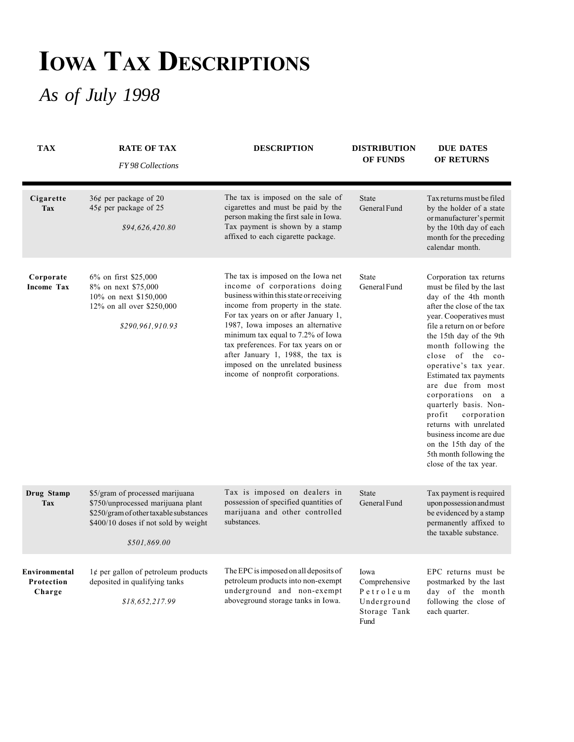# Iowa Tax Descriptions

*As of July 1998*

| TAX | RATE OF TAX<br>*FY98 Collections* | DESCRIPTION | DISTRIBUTION OF FUNDS | DUE DATES OF RETURNS |
|---|---|---|---|---|
| **Cigarette Tax** | 36¢ per package of 20<br>45¢ per package of 25<br><br>*$94,626,420.80* | The tax is imposed on the sale of cigarettes and must be paid by the person making the first sale in Iowa. Tax payment is shown by a stamp affixed to each cigarette package. | State General Fund | Tax returns must be filed by the holder of a state or manufacturer's permit by the 10th day of each month for the preceding calendar month. |
| **Corporate Income Tax** | 6% on first $25,000<br>8% on next $75,000<br>10% on next $150,000<br>12% on all over $250,000<br><br>*$290,961,910.93* | The tax is imposed on the Iowa net income of corporations doing business within this state or receiving income from property in the state. For tax years on or after January 1, 1987, Iowa imposes an alternative minimum tax equal to 7.2% of Iowa tax preferences. For tax years on or after January 1, 1988, the tax is imposed on the unrelated business income of nonprofit corporations. | State General Fund | Corporation tax returns must be filed by the last day of the 4th month after the close of the tax year. Cooperatives must file a return on or before the 15th day of the 9th month following the close of the co-operative's tax year. Estimated tax payments are due from most corporations on a quarterly basis. Non-profit corporation returns with unrelated business income are due on the 15th day of the 5th month following the close of the tax year. |
| **Drug Stamp Tax** | $5/gram of processed marijuana<br>$750/unprocessed marijuana plant<br>$250/gram of other taxable substances<br>$400/10 doses if not sold by weight<br><br>*$501,869.00* | Tax is imposed on dealers in possession of specified quantities of marijuana and other controlled substances. | State General Fund | Tax payment is required upon possession and must be evidenced by a stamp permanently affixed to the taxable substance. |
| **Environmental Protection Charge** | 1¢ per gallon of petroleum products deposited in qualifying tanks<br><br>*$18,652,217.99* | The EPC is imposed on all deposits of petroleum products into non-exempt underground and non-exempt aboveground storage tanks in Iowa. | Iowa Comprehensive Petroleum Underground Storage Tank Fund | EPC returns must be postmarked by the last day of the month following the close of each quarter. |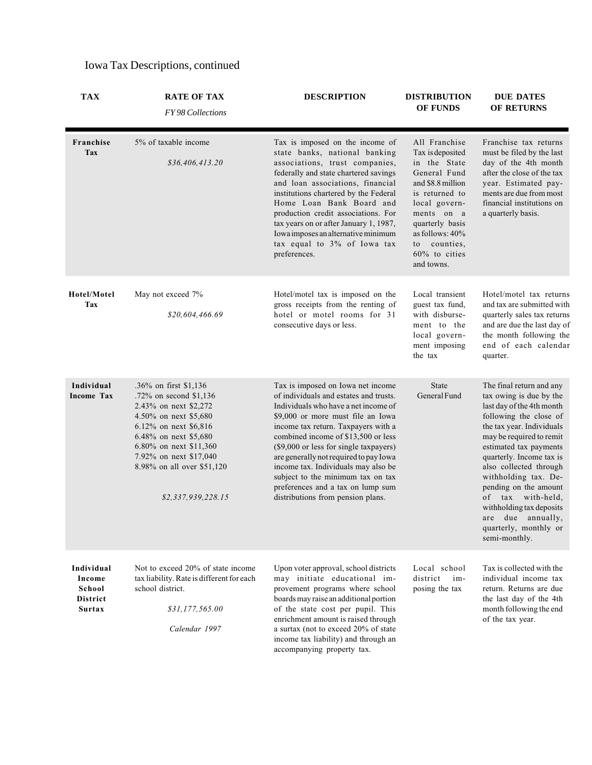# Iowa Tax Descriptions, continued

| TAX | RATE OF TAX *FY 98 Collections* | DESCRIPTION | DISTRIBUTION OF FUNDS | DUE DATES OF RETURNS |
|---|---|---|---|---|
| **Franchise Tax** | 5% of taxable income<br><br>*$36,406,413.20* | Tax is imposed on the income of state banks, national banking associations, trust companies, federally and state chartered savings and loan associations, financial institutions chartered by the Federal Home Loan Bank Board and production credit associations. For tax years on or after January 1, 1987, Iowa imposes an alternative minimum tax equal to 3% of Iowa tax preferences. | All Franchise Tax is deposited in the State General Fund and $8.8 million is returned to local governments on a quarterly basis as follows: 40% to counties, 60% to cities and towns. | Franchise tax returns must be filed by the last day of the 4th month after the close of the tax year. Estimated payments are due from most financial institutions on a quarterly basis. |
| **Hotel/Motel Tax** | May not exceed 7%<br><br>*$20,604,466.69* | Hotel/motel tax is imposed on the gross receipts from the renting of hotel or motel rooms for 31 consecutive days or less. | Local transient guest tax fund, with disbursement to the local government imposing the tax | Hotel/motel tax returns and tax are submitted with quarterly sales tax returns and are due the last day of the month following the end of each calendar quarter. |
| **Individual Income Tax** | .36% on first $1,136<br>.72% on second $1,136<br>2.43% on next $2,272<br>4.50% on next $5,680<br>6.12% on next $6,816<br>6.48% on next $5,680<br>6.80% on next $11,360<br>7.92% on next $17,040<br>8.98% on all over $51,120<br><br>*$2,337,939,228.15* | Tax is imposed on Iowa net income of individuals and estates and trusts. Individuals who have a net income of $9,000 or more must file an Iowa income tax return. Taxpayers with a combined income of $13,500 or less ($9,000 or less for single taxpayers) are generally not required to pay Iowa income tax. Individuals may also be subject to the minimum tax on tax preferences and a tax on lump sum distributions from pension plans. | State General Fund | The final return and any tax owing is due by the last day of the 4th month following the close of the tax year. Individuals may be required to remit estimated tax payments quarterly. Income tax is also collected through withholding tax. Depending on the amount of tax with-held, withholding tax deposits are due annually, quarterly, monthly or semi-monthly. |
| **Individual Income School District Surtax** | Not to exceed 20% of state income tax liability. Rate is different for each school district.<br><br>*$31,177,565.00*<br><br>*Calendar 1997* | Upon voter approval, school districts may initiate educational improvement programs where school boards may raise an additional portion of the state cost per pupil. This enrichment amount is raised through a surtax (not to exceed 20% of state income tax liability) and through an accompanying property tax. | Local school district imposing the tax | Tax is collected with the individual income tax return. Returns are due the last day of the 4th month following the end of the tax year. |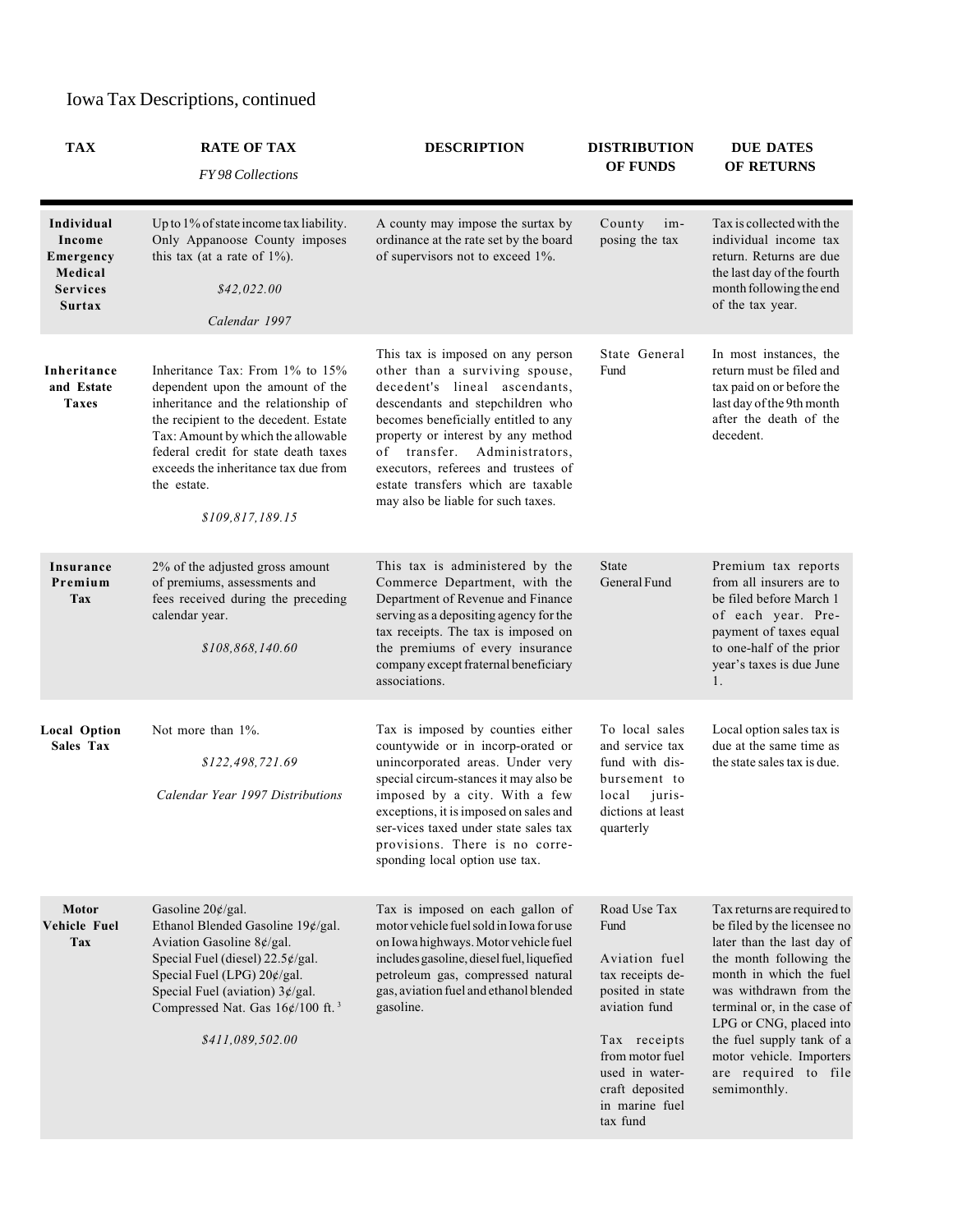# Iowa Tax Descriptions, continued

| TAX | RATE OF TAX *FY 98 Collections* | DESCRIPTION | DISTRIBUTION OF FUNDS | DUE DATES OF RETURNS |
|---|---|---|---|---|
| **Individual Income Emergency Medical Services Surtax** | Up to 1% of state income tax liability. Only Appanoose County imposes this tax (at a rate of 1%). *$42,022.00* *Calendar 1997* | A county may impose the surtax by ordinance at the rate set by the board of supervisors not to exceed 1%. | County imposing the tax | Tax is collected with the individual income tax return. Returns are due the last day of the fourth month following the end of the tax year. |
| **Inheritance and Estate Taxes** | Inheritance Tax: From 1% to 15% dependent upon the amount of the inheritance and the relationship of the recipient to the decedent. Estate Tax: Amount by which the allowable federal credit for state death taxes exceeds the inheritance tax due from the estate. *$109,817,189.15* | This tax is imposed on any person other than a surviving spouse, decedent's lineal ascendants, descendants and stepchildren who becomes beneficially entitled to any property or interest by any method of transfer. Administrators, executors, referees and trustees of estate transfers which are taxable may also be liable for such taxes. | State General Fund | In most instances, the return must be filed and tax paid on or before the last day of the 9th month after the death of the decedent. |
| **Insurance Premium Tax** | 2% of the adjusted gross amount of premiums, assessments and fees received during the preceding calendar year. *$108,868,140.60* | This tax is administered by the Commerce Department, with the Department of Revenue and Finance serving as a depositing agency for the tax receipts. The tax is imposed on the premiums of every insurance company except fraternal beneficiary associations. | State General Fund | Premium tax reports from all insurers are to be filed before March 1 of each year. Prepayment of taxes equal to one-half of the prior year's taxes is due June 1. |
| **Local Option Sales Tax** | Not more than 1%. *$122,498,721.69* *Calendar Year 1997 Distributions* | Tax is imposed by counties either countywide or in incorp-orated or unincorporated areas. Under very special circum-stances it may also be imposed by a city. With a few exceptions, it is imposed on sales and ser-vices taxed under state sales tax provisions. There is no corre-sponding local option use tax. | To local sales and service tax fund with dis-bursement to local juris-dictions at least quarterly | Local option sales tax is due at the same time as the state sales tax is due. |
| **Motor Vehicle Fuel Tax** | Gasoline 20¢/gal. Ethanol Blended Gasoline 19¢/gal. Aviation Gasoline 8¢/gal. Special Fuel (diesel) 22.5¢/gal. Special Fuel (LPG) 20¢/gal. Special Fuel (aviation) 3¢/gal. Compressed Nat. Gas 16¢/100 ft.$^3$ *$411,089,502.00* | Tax is imposed on each gallon of motor vehicle fuel sold in Iowa for use on Iowa highways. Motor vehicle fuel includes gasoline, diesel fuel, liquefied petroleum gas, compressed natural gas, aviation fuel and ethanol blended gasoline. | Road Use Tax Fund. Aviation fuel tax receipts deposited in state aviation fund. Tax receipts from motor fuel used in water-craft deposited in marine fuel tax fund | Tax returns are required to be filed by the licensee no later than the last day of the month following the month in which the fuel was withdrawn from the terminal or, in the case of LPG or CNG, placed into the fuel supply tank of a motor vehicle. Importers are required to file semimonthly. |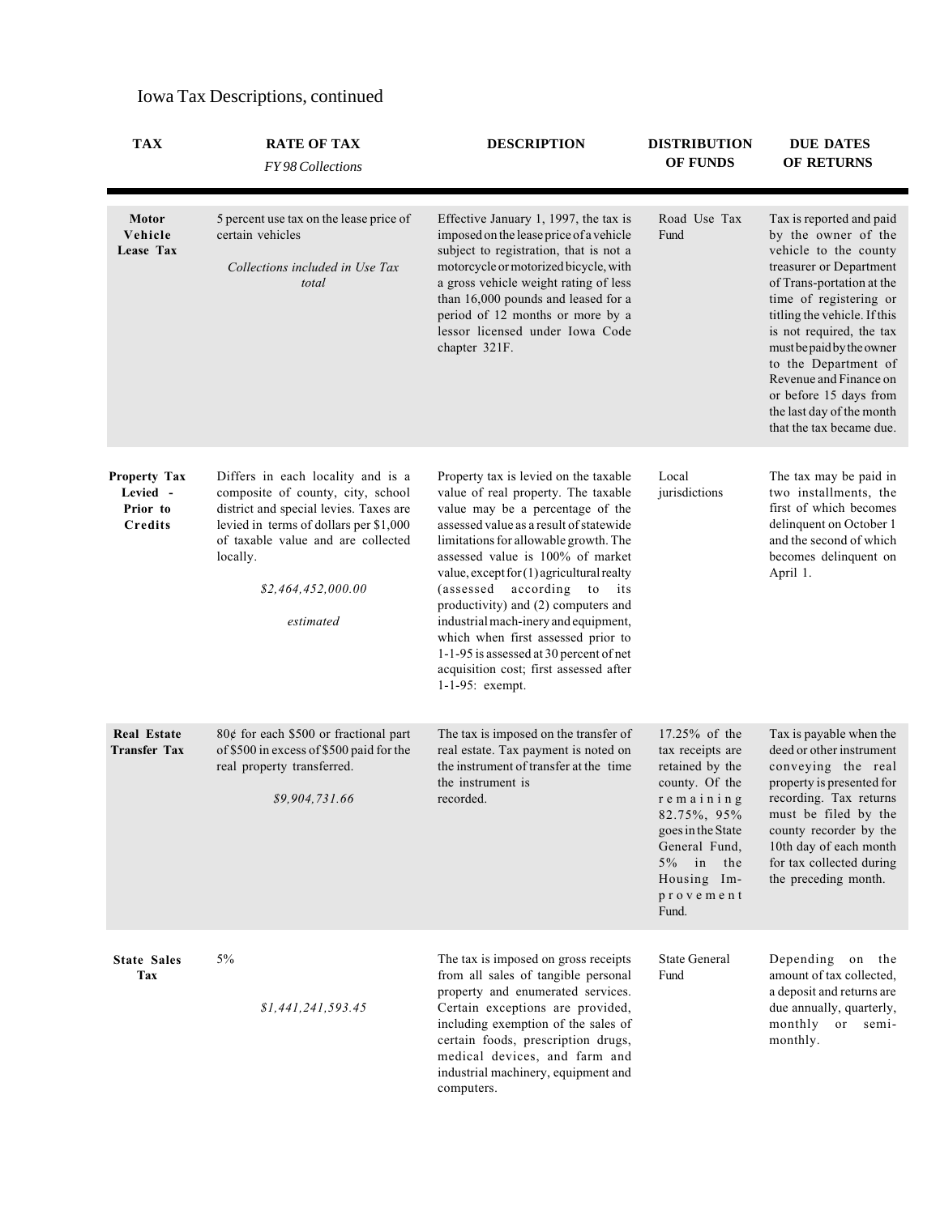# Iowa Tax Descriptions, continued

| TAX | RATE OF TAX *FY 98 Collections* | DESCRIPTION | DISTRIBUTION OF FUNDS | DUE DATES OF RETURNS |
|---|---|---|---|---|
| **Motor Vehicle Lease Tax** | 5 percent use tax on the lease price of certain vehicles<br><br>*Collections included in Use Tax total* | Effective January 1, 1997, the tax is imposed on the lease price of a vehicle subject to registration, that is not a motorcycle or motorized bicycle, with a gross vehicle weight rating of less than 16,000 pounds and leased for a period of 12 months or more by a lessor licensed under Iowa Code chapter 321F. | Road Use Tax Fund | Tax is reported and paid by the owner of the vehicle to the county treasurer or Department of Trans-portation at the time of registering or titling the vehicle. If this is not required, the tax must be paid by the owner to the Department of Revenue and Finance on or before 15 days from the last day of the month that the tax became due. |
| **Property Tax Levied - Prior to Credits** | Differs in each locality and is a composite of county, city, school district and special levies. Taxes are levied in terms of dollars per $1,000 of taxable value and are collected locally.<br><br>*$2,464,452,000.00*<br><br>*estimated* | Property tax is levied on the taxable value of real property. The taxable value may be a percentage of the assessed value as a result of statewide limitations for allowable growth. The assessed value is 100% of market value, except for (1) agricultural realty (assessed according to its productivity) and (2) computers and industrial mach-inery and equipment, which when first assessed prior to 1-1-95 is assessed at 30 percent of net acquisition cost; first assessed after 1-1-95: exempt. | Local jurisdictions | The tax may be paid in two installments, the first of which becomes delinquent on October 1 and the second of which becomes delinquent on April 1. |
| **Real Estate Transfer Tax** | 80¢ for each $500 or fractional part of $500 in excess of $500 paid for the real property transferred.<br><br>*$9,904,731.66* | The tax is imposed on the transfer of real estate. Tax payment is noted on the instrument of transfer at the time the instrument is recorded. | 17.25% of the tax receipts are retained by the county. Of the remaining 82.75%, 95% goes in the State General Fund, 5% in the Housing Im-provement Fund. | Tax is payable when the deed or other instrument conveying the real property is presented for recording. Tax returns must be filed by the county recorder by the 10th day of each month for tax collected during the preceding month. |
| **State Sales Tax** | 5%<br><br>*$1,441,241,593.45* | The tax is imposed on gross receipts from all sales of tangible personal property and enumerated services. Certain exceptions are provided, including exemption of the sales of certain foods, prescription drugs, medical devices, and farm and industrial machinery, equipment and computers. | State General Fund | Depending on the amount of tax collected, a deposit and returns are due annually, quarterly, monthly or semi-monthly. |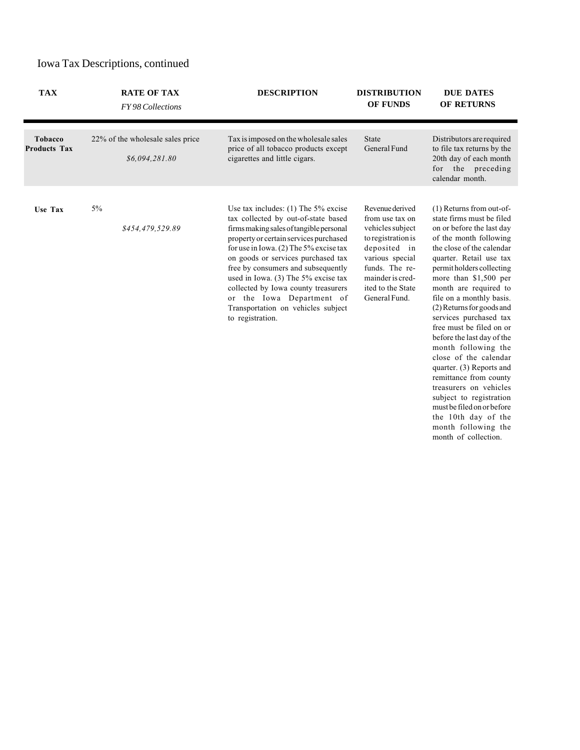Iowa Tax Descriptions, continued

| TAX | RATE OF TAX<br>*FY 98 Collections* | DESCRIPTION | DISTRIBUTION OF FUNDS | DUE DATES OF RETURNS |
|---|---|---|---|---|
| **Tobacco Products Tax** | 22% of the wholesale sales price<br>*$6,094,281.80* | Tax is imposed on the wholesale sales price of all tobacco products except cigarettes and little cigars. | State General Fund | Distributors are required to file tax returns by the 20th day of each month for the preceding calendar month. |
| **Use Tax** | 5%<br>*$454,479,529.89* | Use tax includes: (1) The 5% excise tax collected by out-of-state based firms making sales of tangible personal property or certain services purchased for use in Iowa. (2) The 5% excise tax on goods or services purchased tax free by consumers and subsequently used in Iowa. (3) The 5% excise tax collected by Iowa county treasurers or the Iowa Department of Transportation on vehicles subject to registration. | Revenue derived from use tax on vehicles subject to registration is deposited in various special funds. The remainder is credited to the State General Fund. | (1) Returns from out-of-state firms must be filed on or before the last day of the month following the close of the calendar quarter. Retail use tax permit holders collecting more than $1,500 per month are required to file on a monthly basis. (2) Returns for goods and services purchased tax free must be filed on or before the last day of the month following the close of the calendar quarter. (3) Reports and remittance from county treasurers on vehicles subject to registration must be filed on or before the 10th day of the month following the month of collection. |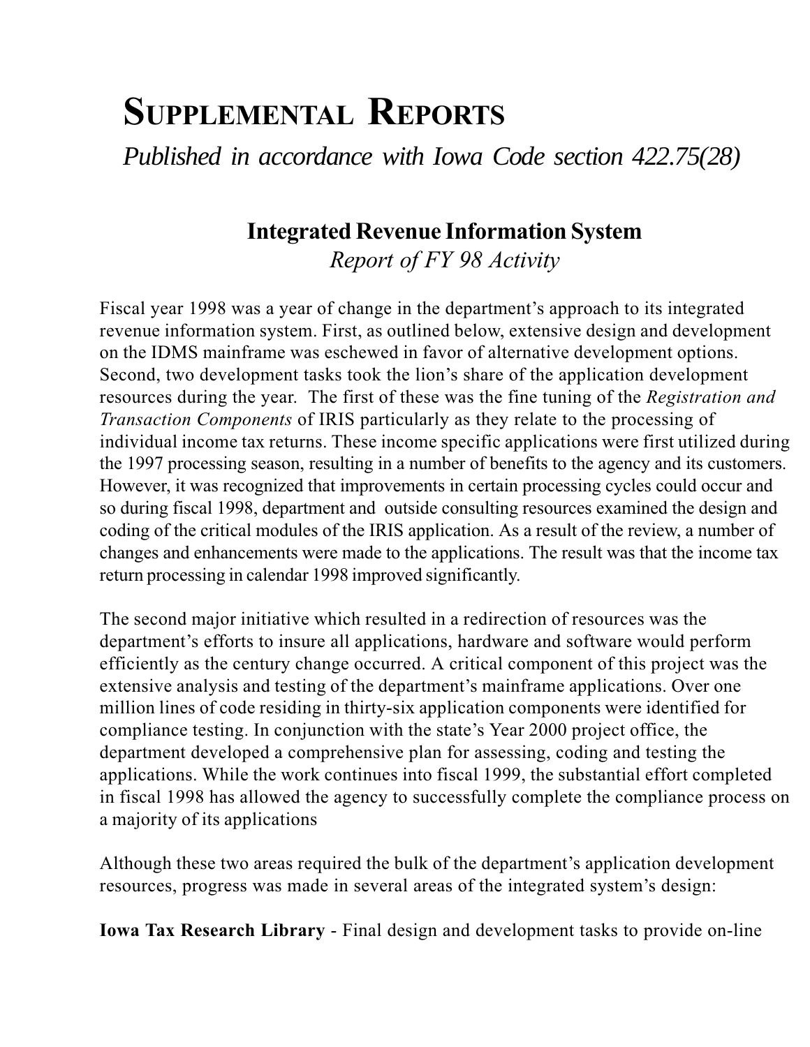# Supplemental Reports

*Published in accordance with Iowa Code section 422.75(28)*

## Integrated Revenue Information System

*Report of FY 98 Activity*

Fiscal year 1998 was a year of change in the department's approach to its integrated revenue information system. First, as outlined below, extensive design and development on the IDMS mainframe was eschewed in favor of alternative development options. Second, two development tasks took the lion's share of the application development resources during the year. The first of these was the fine tuning of the *Registration and Transaction Components* of IRIS particularly as they relate to the processing of individual income tax returns. These income specific applications were first utilized during the 1997 processing season, resulting in a number of benefits to the agency and its customers. However, it was recognized that improvements in certain processing cycles could occur and so during fiscal 1998, department and outside consulting resources examined the design and coding of the critical modules of the IRIS application. As a result of the review, a number of changes and enhancements were made to the applications. The result was that the income tax return processing in calendar 1998 improved significantly.

The second major initiative which resulted in a redirection of resources was the department's efforts to insure all applications, hardware and software would perform efficiently as the century change occurred. A critical component of this project was the extensive analysis and testing of the department's mainframe applications. Over one million lines of code residing in thirty-six application components were identified for compliance testing. In conjunction with the state's Year 2000 project office, the department developed a comprehensive plan for assessing, coding and testing the applications. While the work continues into fiscal 1999, the substantial effort completed in fiscal 1998 has allowed the agency to successfully complete the compliance process on a majority of its applications

Although these two areas required the bulk of the department's application development resources, progress was made in several areas of the integrated system's design:

**Iowa Tax Research Library** - Final design and development tasks to provide on-line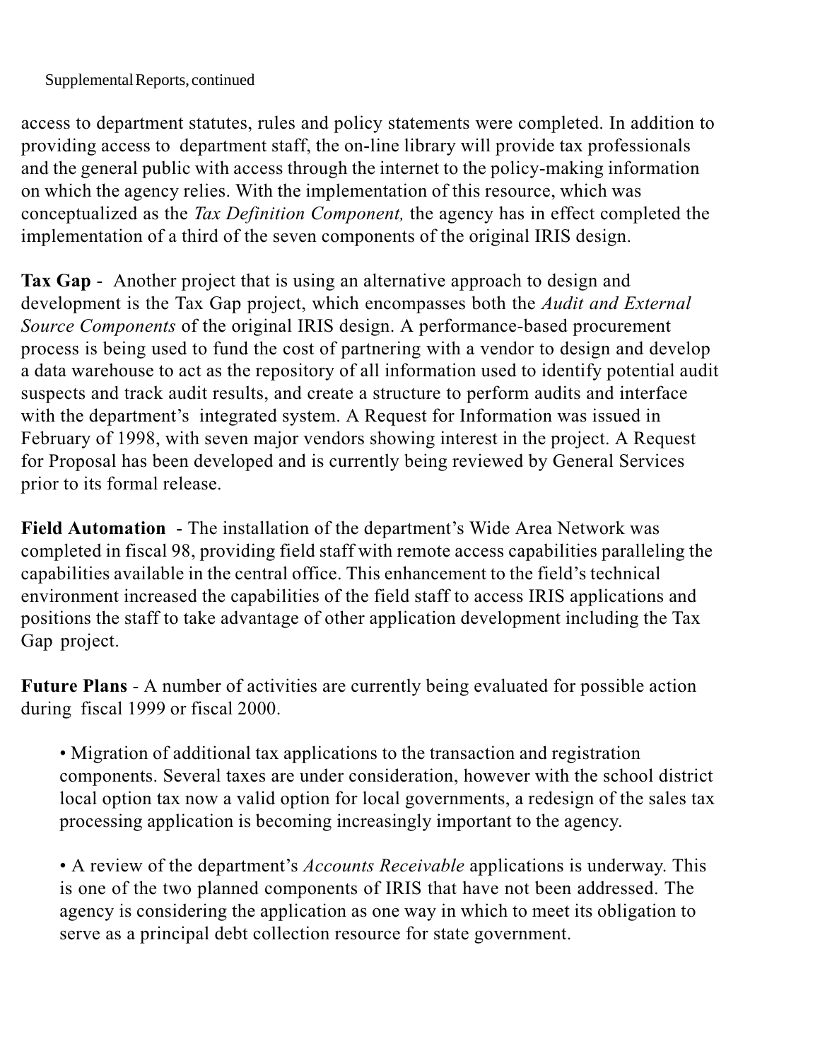access to department statutes, rules and policy statements were completed. In addition to providing access to department staff, the on-line library will provide tax professionals and the general public with access through the internet to the policy-making information on which the agency relies. With the implementation of this resource, which was conceptualized as the *Tax Definition Component,* the agency has in effect completed the implementation of a third of the seven components of the original IRIS design.

**Tax Gap** - Another project that is using an alternative approach to design and development is the Tax Gap project, which encompasses both the *Audit and External Source Components* of the original IRIS design. A performance-based procurement process is being used to fund the cost of partnering with a vendor to design and develop a data warehouse to act as the repository of all information used to identify potential audit suspects and track audit results, and create a structure to perform audits and interface with the department's integrated system. A Request for Information was issued in February of 1998, with seven major vendors showing interest in the project. A Request for Proposal has been developed and is currently being reviewed by General Services prior to its formal release.

**Field Automation** - The installation of the department's Wide Area Network was completed in fiscal 98, providing field staff with remote access capabilities paralleling the capabilities available in the central office. This enhancement to the field's technical environment increased the capabilities of the field staff to access IRIS applications and positions the staff to take advantage of other application development including the Tax Gap project.

**Future Plans** - A number of activities are currently being evaluated for possible action during fiscal 1999 or fiscal 2000.

- Migration of additional tax applications to the transaction and registration components. Several taxes are under consideration, however with the school district local option tax now a valid option for local governments, a redesign of the sales tax processing application is becoming increasingly important to the agency.

- A review of the department's *Accounts Receivable* applications is underway. This is one of the two planned components of IRIS that have not been addressed. The agency is considering the application as one way in which to meet its obligation to serve as a principal debt collection resource for state government.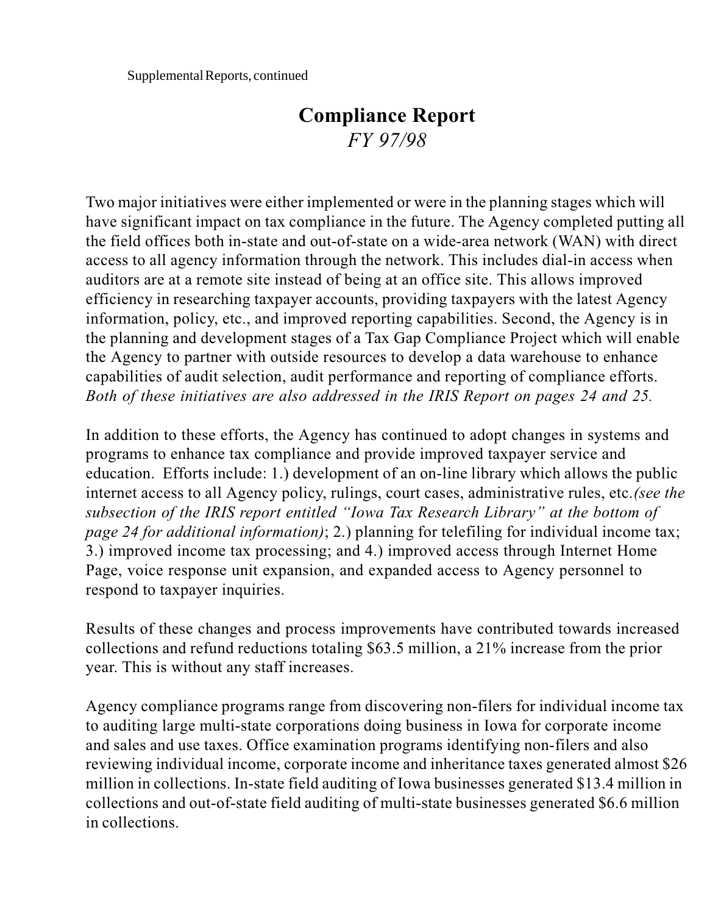Supplemental Reports, continued

# Compliance Report

*FY 97/98*

Two major initiatives were either implemented or were in the planning stages which will have significant impact on tax compliance in the future. The Agency completed putting all the field offices both in-state and out-of-state on a wide-area network (WAN) with direct access to all agency information through the network. This includes dial-in access when auditors are at a remote site instead of being at an office site. This allows improved efficiency in researching taxpayer accounts, providing taxpayers with the latest Agency information, policy, etc., and improved reporting capabilities. Second, the Agency is in the planning and development stages of a Tax Gap Compliance Project which will enable the Agency to partner with outside resources to develop a data warehouse to enhance capabilities of audit selection, audit performance and reporting of compliance efforts. *Both of these initiatives are also addressed in the IRIS Report on pages 24 and 25.*

In addition to these efforts, the Agency has continued to adopt changes in systems and programs to enhance tax compliance and provide improved taxpayer service and education. Efforts include: 1.) development of an on-line library which allows the public internet access to all Agency policy, rulings, court cases, administrative rules, etc.*(see the subsection of the IRIS report entitled "Iowa Tax Research Library" at the bottom of page 24 for additional information)*; 2.) planning for telefiling for individual income tax; 3.) improved income tax processing; and 4.) improved access through Internet Home Page, voice response unit expansion, and expanded access to Agency personnel to respond to taxpayer inquiries.

Results of these changes and process improvements have contributed towards increased collections and refund reductions totaling $63.5 million, a 21% increase from the prior year. This is without any staff increases.

Agency compliance programs range from discovering non-filers for individual income tax to auditing large multi-state corporations doing business in Iowa for corporate income and sales and use taxes. Office examination programs identifying non-filers and also reviewing individual income, corporate income and inheritance taxes generated almost $26 million in collections. In-state field auditing of Iowa businesses generated $13.4 million in collections and out-of-state field auditing of multi-state businesses generated $6.6 million in collections.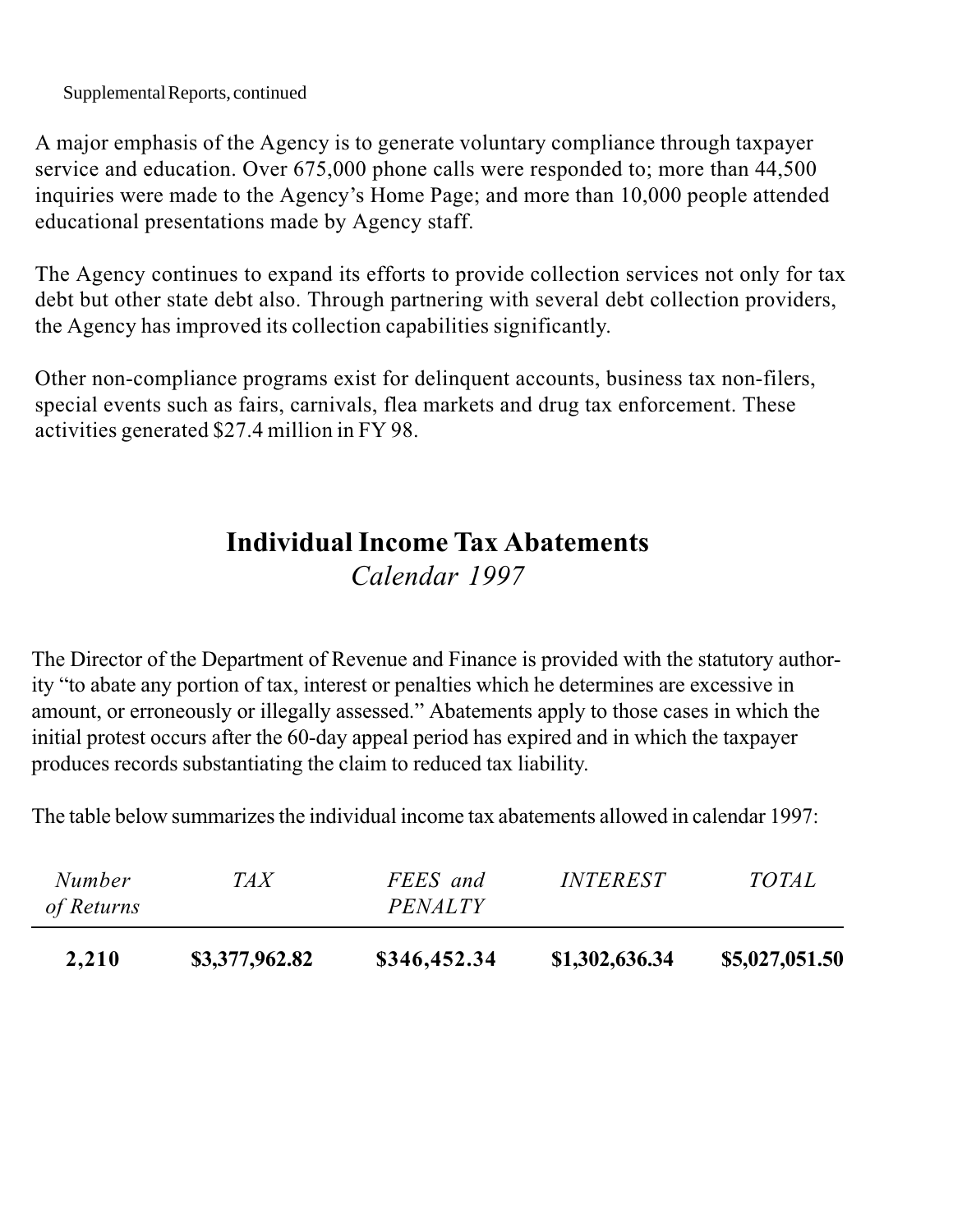Supplemental Reports, continued

A major emphasis of the Agency is to generate voluntary compliance through taxpayer service and education. Over 675,000 phone calls were responded to; more than 44,500 inquiries were made to the Agency's Home Page; and more than 10,000 people attended educational presentations made by Agency staff.

The Agency continues to expand its efforts to provide collection services not only for tax debt but other state debt also. Through partnering with several debt collection providers, the Agency has improved its collection capabilities significantly.

Other non-compliance programs exist for delinquent accounts, business tax non-filers, special events such as fairs, carnivals, flea markets and drug tax enforcement. These activities generated $27.4 million in FY 98.

## Individual Income Tax Abatements

*Calendar 1997*

The Director of the Department of Revenue and Finance is provided with the statutory authority "to abate any portion of tax, interest or penalties which he determines are excessive in amount, or erroneously or illegally assessed." Abatements apply to those cases in which the initial protest occurs after the 60-day appeal period has expired and in which the taxpayer produces records substantiating the claim to reduced tax liability.

The table below summarizes the individual income tax abatements allowed in calendar 1997:

| *Number of Returns* | *TAX* | *FEES and PENALTY* | *INTEREST* | *TOTAL* |
|---|---|---|---|---|
| **2,210** | **$3,377,962.82** | **$346,452.34** | **$1,302,636.34** | **$5,027,051.50** |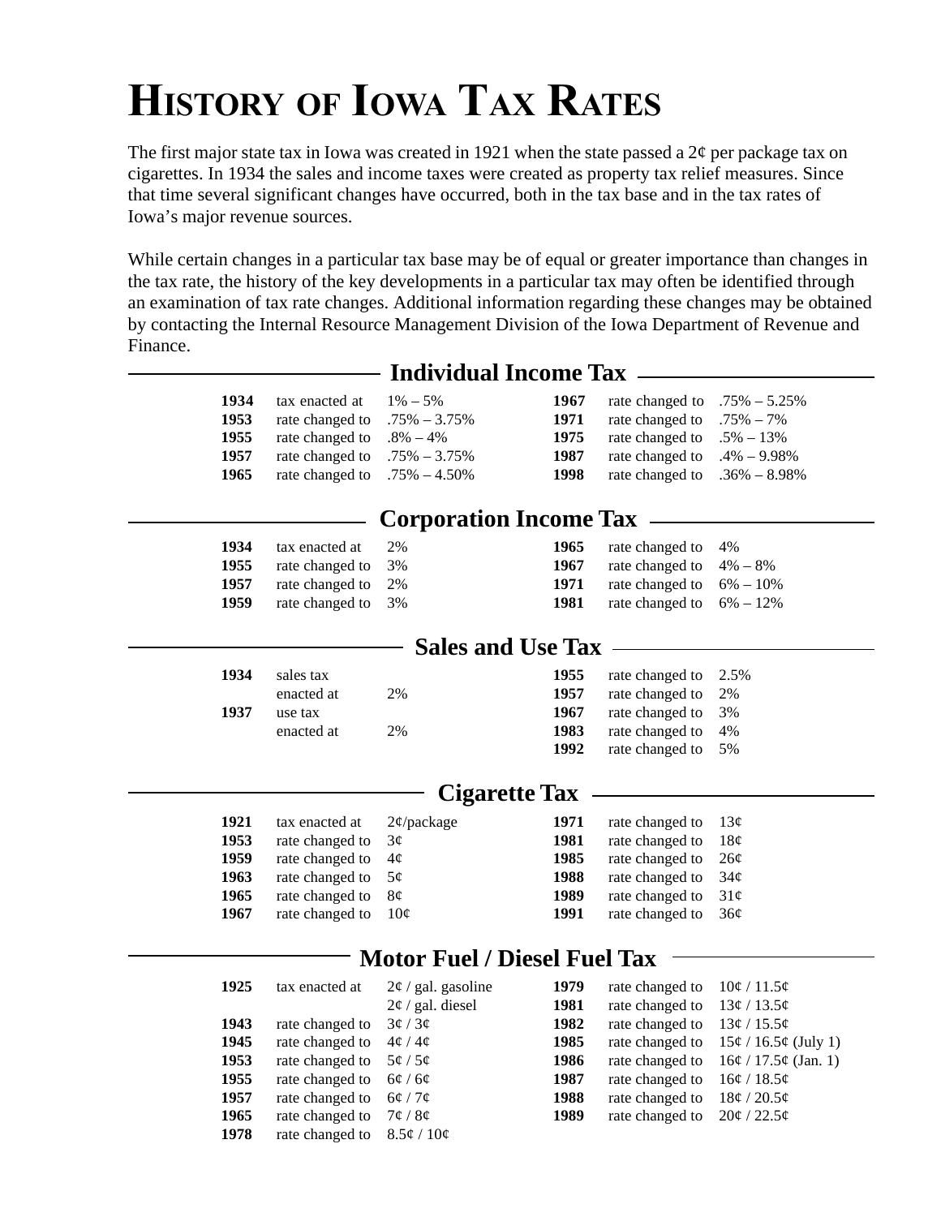# History of Iowa Tax Rates

The first major state tax in Iowa was created in 1921 when the state passed a 2¢ per package tax on cigarettes. In 1934 the sales and income taxes were created as property tax relief measures. Since that time several significant changes have occurred, both in the tax base and in the tax rates of Iowa's major revenue sources.

While certain changes in a particular tax base may be of equal or greater importance than changes in the tax rate, the history of the key developments in a particular tax may often be identified through an examination of tax rate changes. Additional information regarding these changes may be obtained by contacting the Internal Resource Management Division of the Iowa Department of Revenue and Finance.

## Individual Income Tax

| Year | Change | Rate | Year | Change | Rate |
|---|---|---|---|---|---|
| **1934** | tax enacted at | 1% – 5% | **1967** | rate changed to | .75% – 5.25% |
| **1953** | rate changed to | .75% – 3.75% | **1971** | rate changed to | .75% – 7% |
| **1955** | rate changed to | .8% – 4% | **1975** | rate changed to | .5% – 13% |
| **1957** | rate changed to | .75% – 3.75% | **1987** | rate changed to | .4% – 9.98% |
| **1965** | rate changed to | .75% – 4.50% | **1998** | rate changed to | .36% – 8.98% |

## Corporation Income Tax

| Year | Change | Rate | Year | Change | Rate |
|---|---|---|---|---|---|
| **1934** | tax enacted at | 2% | **1965** | rate changed to | 4% |
| **1955** | rate changed to | 3% | **1967** | rate changed to | 4% – 8% |
| **1957** | rate changed to | 2% | **1971** | rate changed to | 6% – 10% |
| **1959** | rate changed to | 3% | **1981** | rate changed to | 6% – 12% |

## Sales and Use Tax

| Year | Change | Rate | Year | Change | Rate |
|---|---|---|---|---|---|
| **1934** | sales tax enacted at | 2% | **1955** | rate changed to | 2.5% |
| **1937** | use tax enacted at | 2% | **1957** | rate changed to | 2% |
| | | | **1967** | rate changed to | 3% |
| | | | **1983** | rate changed to | 4% |
| | | | **1992** | rate changed to | 5% |

## Cigarette Tax

| Year | Change | Rate | Year | Change | Rate |
|---|---|---|---|---|---|
| **1921** | tax enacted at | 2¢/package | **1971** | rate changed to | 13¢ |
| **1953** | rate changed to | 3¢ | **1981** | rate changed to | 18¢ |
| **1959** | rate changed to | 4¢ | **1985** | rate changed to | 26¢ |
| **1963** | rate changed to | 5¢ | **1988** | rate changed to | 34¢ |
| **1965** | rate changed to | 8¢ | **1989** | rate changed to | 31¢ |
| **1967** | rate changed to | 10¢ | **1991** | rate changed to | 36¢ |

## Motor Fuel / Diesel Fuel Tax

| Year | Change | Rate | Year | Change | Rate |
|---|---|---|---|---|---|
| **1925** | tax enacted at | 2¢ / gal. gasoline 2¢ / gal. diesel | **1979** | rate changed to | 10¢ / 11.5¢ |
| | | | **1981** | rate changed to | 13¢ / 13.5¢ |
| **1943** | rate changed to | 3¢ / 3¢ | **1982** | rate changed to | 13¢ / 15.5¢ |
| **1945** | rate changed to | 4¢ / 4¢ | **1985** | rate changed to | 15¢ / 16.5¢ (July 1) |
| **1953** | rate changed to | 5¢ / 5¢ | **1986** | rate changed to | 16¢ / 17.5¢ (Jan. 1) |
| **1955** | rate changed to | 6¢ / 6¢ | **1987** | rate changed to | 16¢ / 18.5¢ |
| **1957** | rate changed to | 6¢ / 7¢ | **1988** | rate changed to | 18¢ / 20.5¢ |
| **1965** | rate changed to | 7¢ / 8¢ | **1989** | rate changed to | 20¢ / 22.5¢ |
| **1978** | rate changed to | 8.5¢ / 10¢ | | | |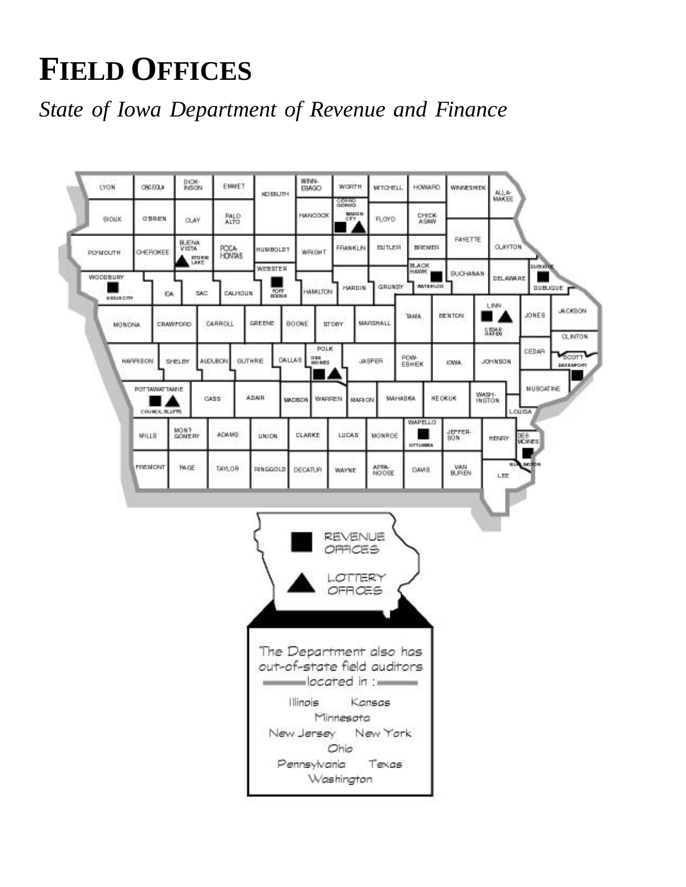# FIELD OFFICES

*State of Iowa Department of Revenue and Finance*

REVENUE OFFICES

LOTTERY OFFICES

The Department also has out-of-state field auditors located in:

Illinois Kansas
Minnesota
New Jersey New York
Ohio
Pennsylvania Texas
Washington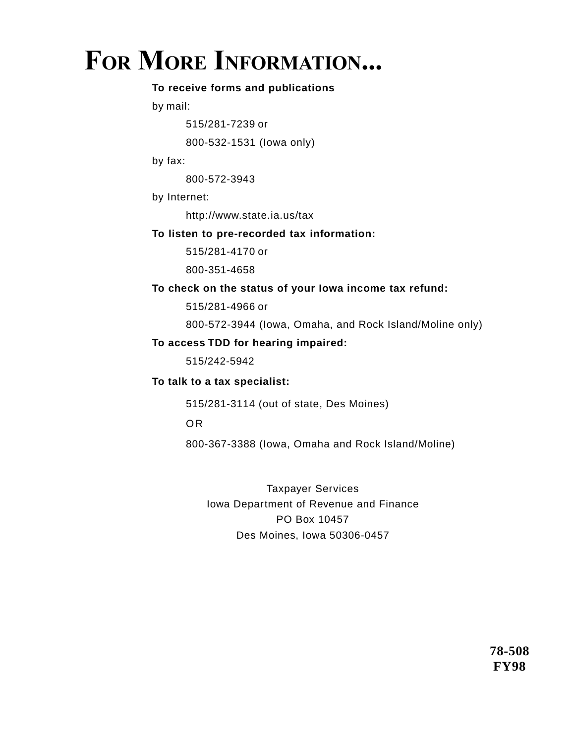# FOR MORE INFORMATION...

**To receive forms and publications**

by mail:

515/281-7239 or

800-532-1531 (Iowa only)

by fax:

800-572-3943

by Internet:

http://www.state.ia.us/tax

**To listen to pre-recorded tax information:**

515/281-4170 or

800-351-4658

**To check on the status of your Iowa income tax refund:**

515/281-4966 or

800-572-3944 (Iowa, Omaha, and Rock Island/Moline only)

**To access TDD for hearing impaired:**

515/242-5942

**To talk to a tax specialist:**

515/281-3114 (out of state, Des Moines)

OR

800-367-3388 (Iowa, Omaha and Rock Island/Moline)

Taxpayer Services
Iowa Department of Revenue and Finance
PO Box 10457
Des Moines, Iowa 50306-0457

**78-508**
**FY98**